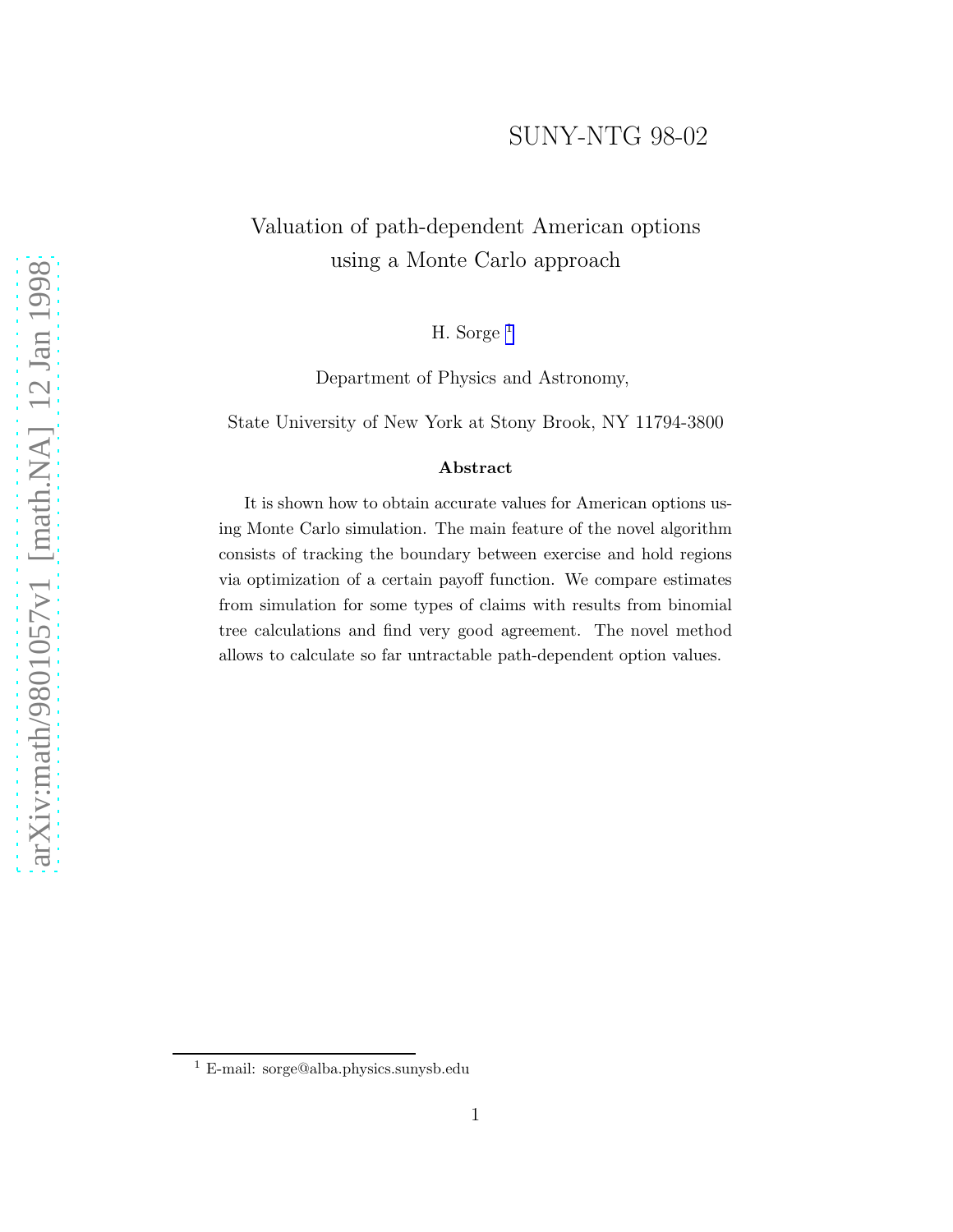SUNY-NTG 98-02

# Valuation of path-dependent American options using a Monte Carlo approach

H. Sorge [1]

Department of Physics and Astronomy,

State University of New York at Stony Brook, NY 11794-3800

### Abstract

It is shown how to obtain accurate values for American options using Monte Carlo simulation. The main feature of the novel algorithm consists of tracking the boundary between exercise and hold regions via optimization of a certain payoff function. We compare estimates from simulation for some types of claims with results from binomial tree calculations and find very good agreement. The novel method allows to calculate so far untractable path-dependent option values.

[1] E-mail: sorge@alba.physics.sunysb.edu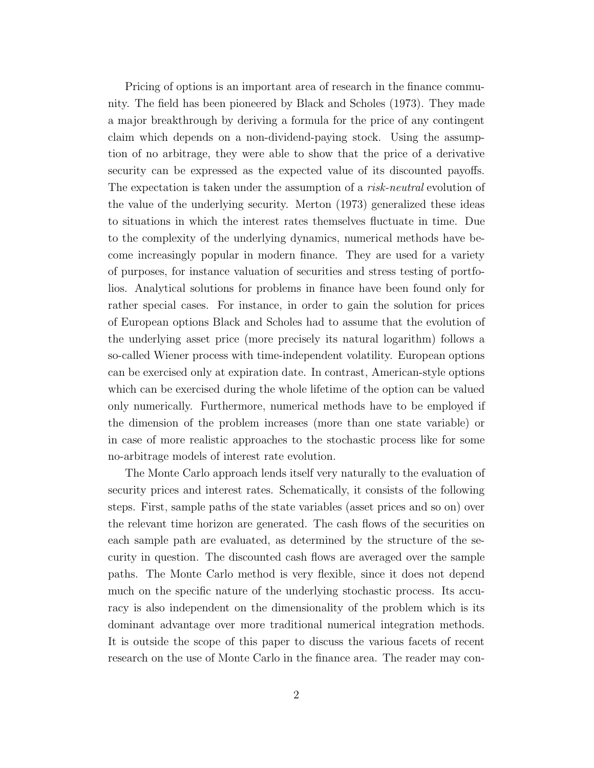Pricing of options is an important area of research in the finance community. The field has been pioneered by Black and Scholes (1973). They made a major breakthrough by deriving a formula for the price of any contingent claim which depends on a non-dividend-paying stock. Using the assumption of no arbitrage, they were able to show that the price of a derivative security can be expressed as the expected value of its discounted payoffs. The expectation is taken under the assumption of a *risk-neutral* evolution of the value of the underlying security. Merton (1973) generalized these ideas to situations in which the interest rates themselves fluctuate in time. Due to the complexity of the underlying dynamics, numerical methods have become increasingly popular in modern finance. They are used for a variety of purposes, for instance valuation of securities and stress testing of portfolios. Analytical solutions for problems in finance have been found only for rather special cases. For instance, in order to gain the solution for prices of European options Black and Scholes had to assume that the evolution of the underlying asset price (more precisely its natural logarithm) follows a so-called Wiener process with time-independent volatility. European options can be exercised only at expiration date. In contrast, American-style options which can be exercised during the whole lifetime of the option can be valued only numerically. Furthermore, numerical methods have to be employed if the dimension of the problem increases (more than one state variable) or in case of more realistic approaches to the stochastic process like for some no-arbitrage models of interest rate evolution.

The Monte Carlo approach lends itself very naturally to the evaluation of security prices and interest rates. Schematically, it consists of the following steps. First, sample paths of the state variables (asset prices and so on) over the relevant time horizon are generated. The cash flows of the securities on each sample path are evaluated, as determined by the structure of the security in question. The discounted cash flows are averaged over the sample paths. The Monte Carlo method is very flexible, since it does not depend much on the specific nature of the underlying stochastic process. Its accuracy is also independent on the dimensionality of the problem which is its dominant advantage over more traditional numerical integration methods. It is outside the scope of this paper to discuss the various facets of recent research on the use of Monte Carlo in the finance area. The reader may con-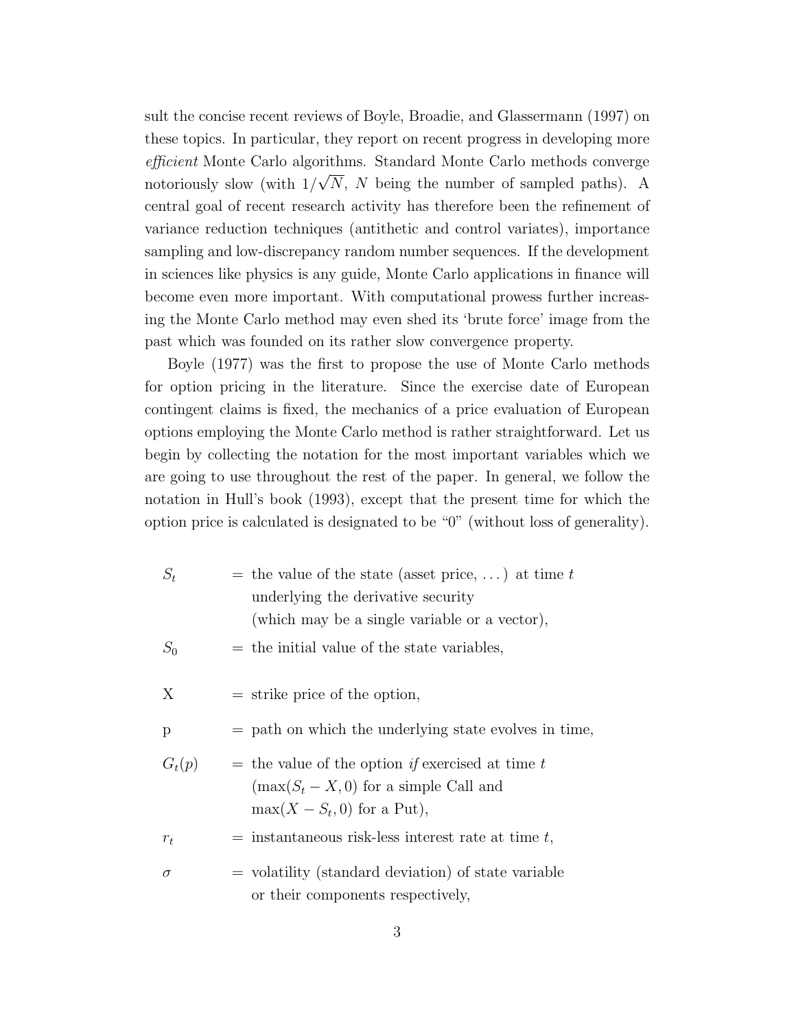sult the concise recent reviews of Boyle, Broadie, and Glassermann (1997) on these topics. In particular, they report on recent progress in developing more *efficient* Monte Carlo algorithms. Standard Monte Carlo methods converge notoriously slow (with $1/\sqrt{N}$, $N$ being the number of sampled paths). A central goal of recent research activity has therefore been the refinement of variance reduction techniques (antithetic and control variates), importance sampling and low-discrepancy random number sequences. If the development in sciences like physics is any guide, Monte Carlo applications in finance will become even more important. With computational prowess further increasing the Monte Carlo method may even shed its 'brute force' image from the past which was founded on its rather slow convergence property.

Boyle (1977) was the first to propose the use of Monte Carlo methods for option pricing in the literature. Since the exercise date of European contingent claims is fixed, the mechanics of a price evaluation of European options employing the Monte Carlo method is rather straightforward. Let us begin by collecting the notation for the most important variables which we are going to use throughout the rest of the paper. In general, we follow the notation in Hull's book (1993), except that the present time for which the option price is calculated is designated to be "0" (without loss of generality).

- $S_t$ = the value of the state (asset price, ...) at time $t$ underlying the derivative security (which may be a single variable or a vector),
- $S_0$ = the initial value of the state variables,
- X = strike price of the option,
- p = path on which the underlying state evolves in time,
- $G_t(p)$ = the value of the option *if* exercised at time $t$ ($\max(S_t - X, 0)$ for a simple Call and $\max(X - S_t, 0)$ for a Put),
- $r_t$ = instantaneous risk-less interest rate at time $t$,
- $\sigma$ = volatility (standard deviation) of state variable or their components respectively,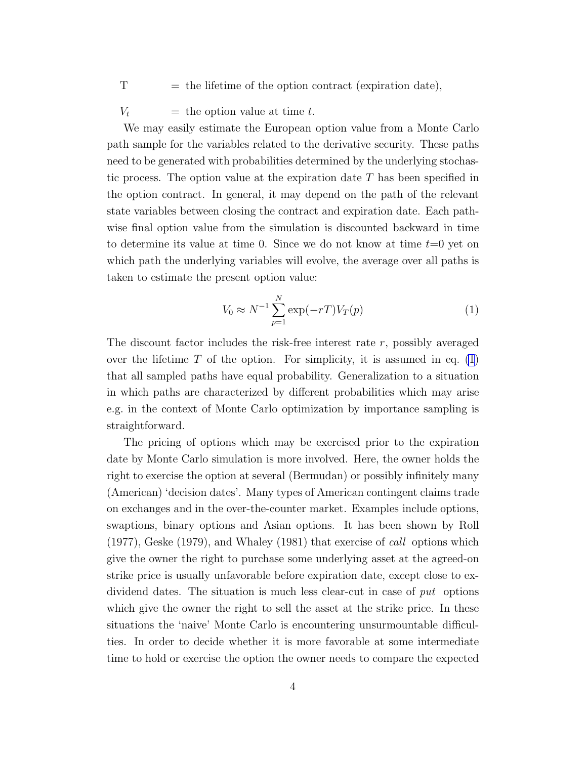T $\quad$ = the lifetime of the option contract (expiration date),

$V_t$ $\quad$ = the option value at time $t$.

We may easily estimate the European option value from a Monte Carlo path sample for the variables related to the derivative security. These paths need to be generated with probabilities determined by the underlying stochastic process. The option value at the expiration date $T$ has been specified in the option contract. In general, it may depend on the path of the relevant state variables between closing the contract and expiration date. Each pathwise final option value from the simulation is discounted backward in time to determine its value at time 0. Since we do not know at time $t$=0 yet on which path the underlying variables will evolve, the average over all paths is taken to estimate the present option value:

$$V_0 \approx N^{-1} \sum_{p=1}^{N} \exp(-rT) V_T(p) \tag{1}$$

The discount factor includes the risk-free interest rate $r$, possibly averaged over the lifetime $T$ of the option. For simplicity, it is assumed in eq. (1) that all sampled paths have equal probability. Generalization to a situation in which paths are characterized by different probabilities which may arise e.g. in the context of Monte Carlo optimization by importance sampling is straightforward.

The pricing of options which may be exercised prior to the expiration date by Monte Carlo simulation is more involved. Here, the owner holds the right to exercise the option at several (Bermudan) or possibly infinitely many (American) 'decision dates'. Many types of American contingent claims trade on exchanges and in the over-the-counter market. Examples include options, swaptions, binary options and Asian options. It has been shown by Roll (1977), Geske (1979), and Whaley (1981) that exercise of *call* options which give the owner the right to purchase some underlying asset at the agreed-on strike price is usually unfavorable before expiration date, except close to ex-dividend dates. The situation is much less clear-cut in case of *put* options which give the owner the right to sell the asset at the strike price. In these situations the 'naive' Monte Carlo is encountering unsurmountable difficulties. In order to decide whether it is more favorable at some intermediate time to hold or exercise the option the owner needs to compare the expected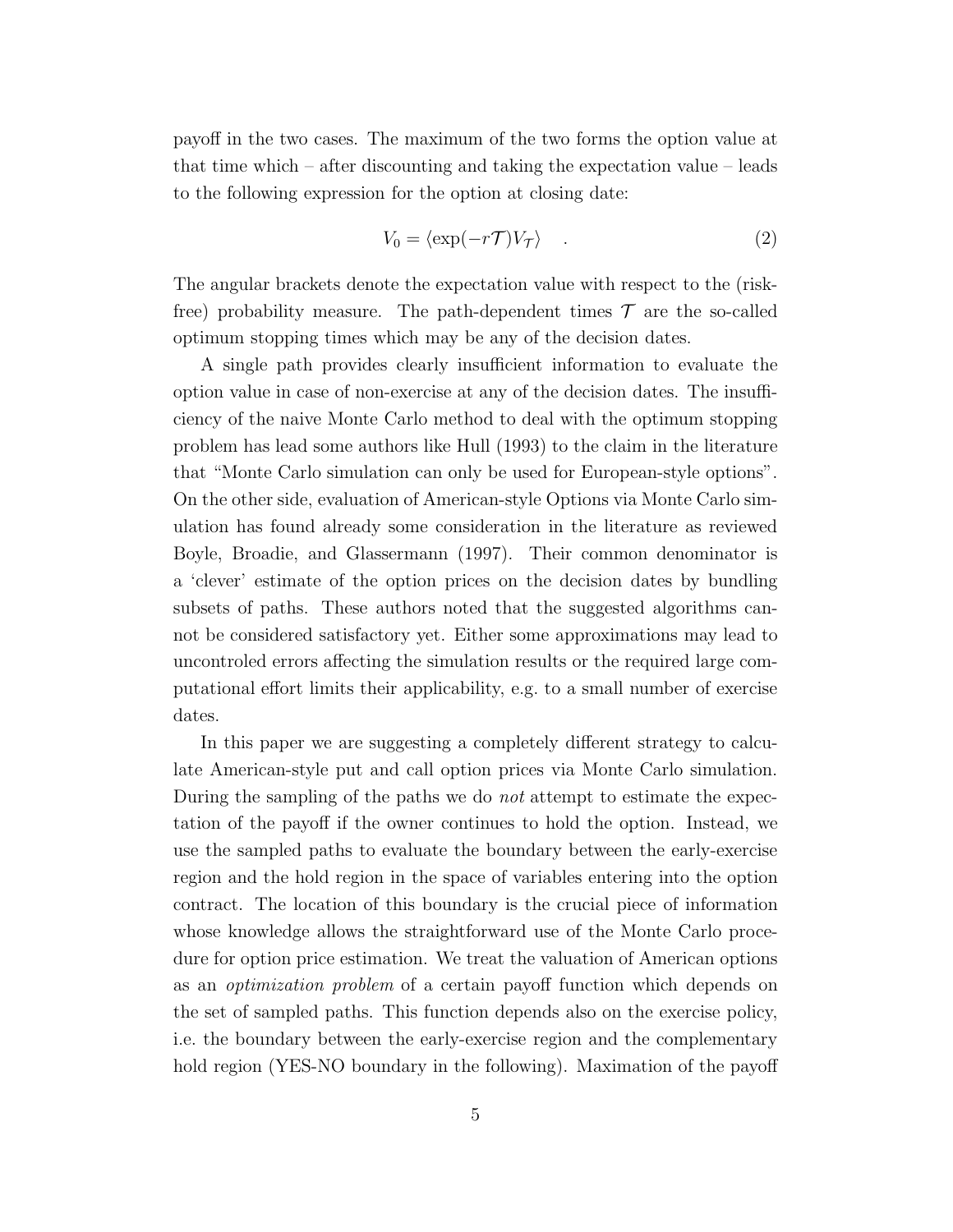payoff in the two cases. The maximum of the two forms the option value at that time which – after discounting and taking the expectation value – leads to the following expression for the option at closing date:

$$V_0 = \langle \exp(-r\mathcal{T}) V_{\mathcal{T}} \rangle \quad . \tag{2}$$

The angular brackets denote the expectation value with respect to the (risk-free) probability measure. The path-dependent times $\mathcal{T}$ are the so-called optimum stopping times which may be any of the decision dates.

A single path provides clearly insufficient information to evaluate the option value in case of non-exercise at any of the decision dates. The insufficiency of the naive Monte Carlo method to deal with the optimum stopping problem has lead some authors like Hull (1993) to the claim in the literature that "Monte Carlo simulation can only be used for European-style options". On the other side, evaluation of American-style Options via Monte Carlo simulation has found already some consideration in the literature as reviewed Boyle, Broadie, and Glassermann (1997). Their common denominator is a 'clever' estimate of the option prices on the decision dates by bundling subsets of paths. These authors noted that the suggested algorithms cannot be considered satisfactory yet. Either some approximations may lead to uncontroled errors affecting the simulation results or the required large computational effort limits their applicability, e.g. to a small number of exercise dates.

In this paper we are suggesting a completely different strategy to calculate American-style put and call option prices via Monte Carlo simulation. During the sampling of the paths we do *not* attempt to estimate the expectation of the payoff if the owner continues to hold the option. Instead, we use the sampled paths to evaluate the boundary between the early-exercise region and the hold region in the space of variables entering into the option contract. The location of this boundary is the crucial piece of information whose knowledge allows the straightforward use of the Monte Carlo procedure for option price estimation. We treat the valuation of American options as an *optimization problem* of a certain payoff function which depends on the set of sampled paths. This function depends also on the exercise policy, i.e. the boundary between the early-exercise region and the complementary hold region (YES-NO boundary in the following). Maximation of the payoff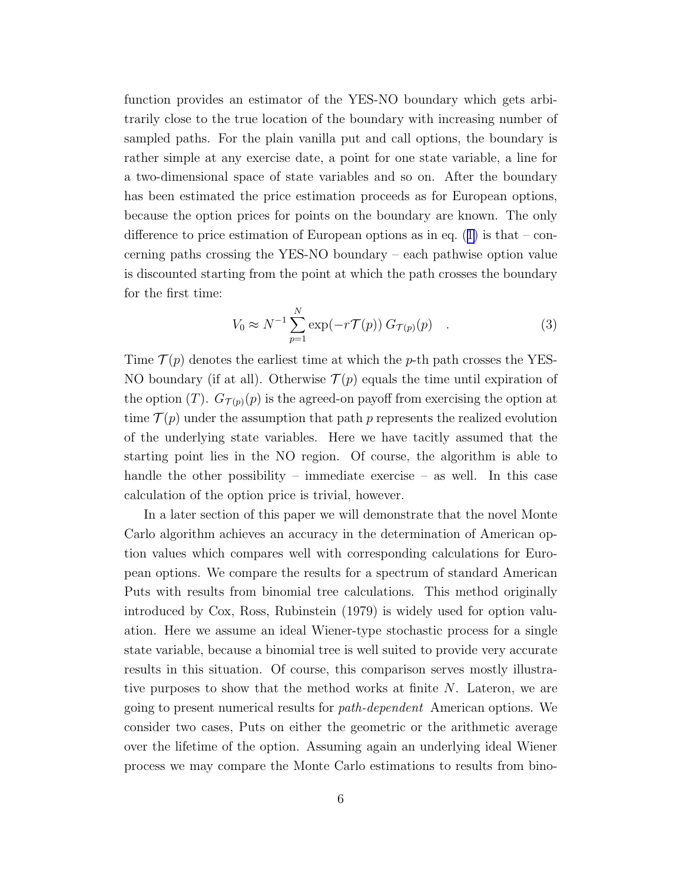function provides an estimator of the YES-NO boundary which gets arbitrarily close to the true location of the boundary with increasing number of sampled paths. For the plain vanilla put and call options, the boundary is rather simple at any exercise date, a point for one state variable, a line for a two-dimensional space of state variables and so on. After the boundary has been estimated the price estimation proceeds as for European options, because the option prices for points on the boundary are known. The only difference to price estimation of European options as in eq. (1) is that – concerning paths crossing the YES-NO boundary – each pathwise option value is discounted starting from the point at which the path crosses the boundary for the first time:

$$V_0 \approx N^{-1} \sum_{p=1}^{N} \exp(-r\mathcal{T}(p))\, G_{\mathcal{T}(p)}(p) \quad . \tag{3}$$

Time $\mathcal{T}(p)$ denotes the earliest time at which the $p$-th path crosses the YES-NO boundary (if at all). Otherwise $\mathcal{T}(p)$ equals the time until expiration of the option ($T$). $G_{\mathcal{T}(p)}(p)$ is the agreed-on payoff from exercising the option at time $\mathcal{T}(p)$ under the assumption that path $p$ represents the realized evolution of the underlying state variables. Here we have tacitly assumed that the starting point lies in the NO region. Of course, the algorithm is able to handle the other possibility – immediate exercise – as well. In this case calculation of the option price is trivial, however.

In a later section of this paper we will demonstrate that the novel Monte Carlo algorithm achieves an accuracy in the determination of American option values which compares well with corresponding calculations for European options. We compare the results for a spectrum of standard American Puts with results from binomial tree calculations. This method originally introduced by Cox, Ross, Rubinstein (1979) is widely used for option valuation. Here we assume an ideal Wiener-type stochastic process for a single state variable, because a binomial tree is well suited to provide very accurate results in this situation. Of course, this comparison serves mostly illustrative purposes to show that the method works at finite $N$. Lateron, we are going to present numerical results for *path-dependent* American options. We consider two cases, Puts on either the geometric or the arithmetic average over the lifetime of the option. Assuming again an underlying ideal Wiener process we may compare the Monte Carlo estimations to results from bino-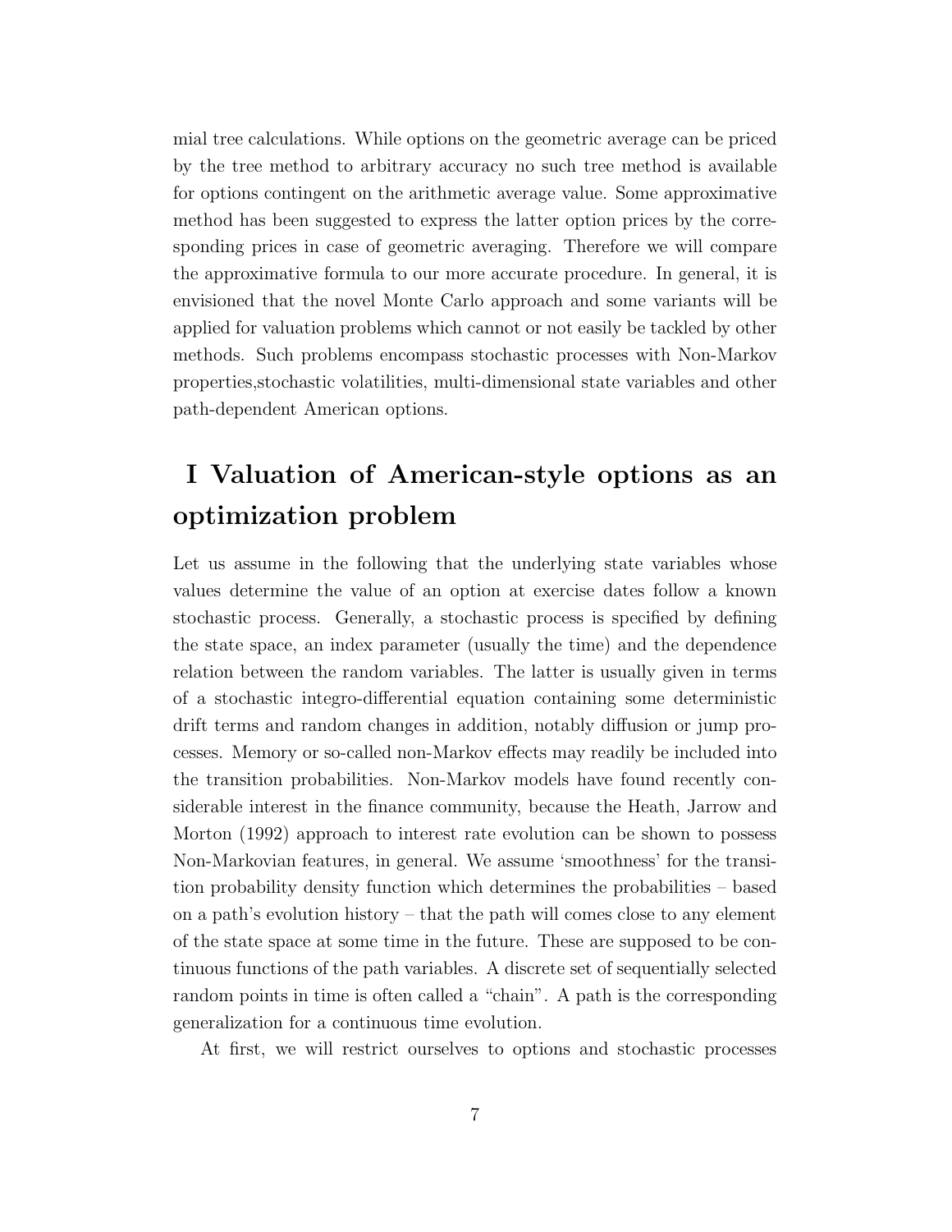mial tree calculations. While options on the geometric average can be priced by the tree method to arbitrary accuracy no such tree method is available for options contingent on the arithmetic average value. Some approximative method has been suggested to express the latter option prices by the corresponding prices in case of geometric averaging. Therefore we will compare the approximative formula to our more accurate procedure. In general, it is envisioned that the novel Monte Carlo approach and some variants will be applied for valuation problems which cannot or not easily be tackled by other methods. Such problems encompass stochastic processes with Non-Markov properties,stochastic volatilities, multi-dimensional state variables and other path-dependent American options.

# I Valuation of American-style options as an optimization problem

Let us assume in the following that the underlying state variables whose values determine the value of an option at exercise dates follow a known stochastic process. Generally, a stochastic process is specified by defining the state space, an index parameter (usually the time) and the dependence relation between the random variables. The latter is usually given in terms of a stochastic integro-differential equation containing some deterministic drift terms and random changes in addition, notably diffusion or jump processes. Memory or so-called non-Markov effects may readily be included into the transition probabilities. Non-Markov models have found recently considerable interest in the finance community, because the Heath, Jarrow and Morton (1992) approach to interest rate evolution can be shown to possess Non-Markovian features, in general. We assume 'smoothness' for the transition probability density function which determines the probabilities – based on a path's evolution history – that the path will comes close to any element of the state space at some time in the future. These are supposed to be continuous functions of the path variables. A discrete set of sequentially selected random points in time is often called a "chain". A path is the corresponding generalization for a continuous time evolution.

At first, we will restrict ourselves to options and stochastic processes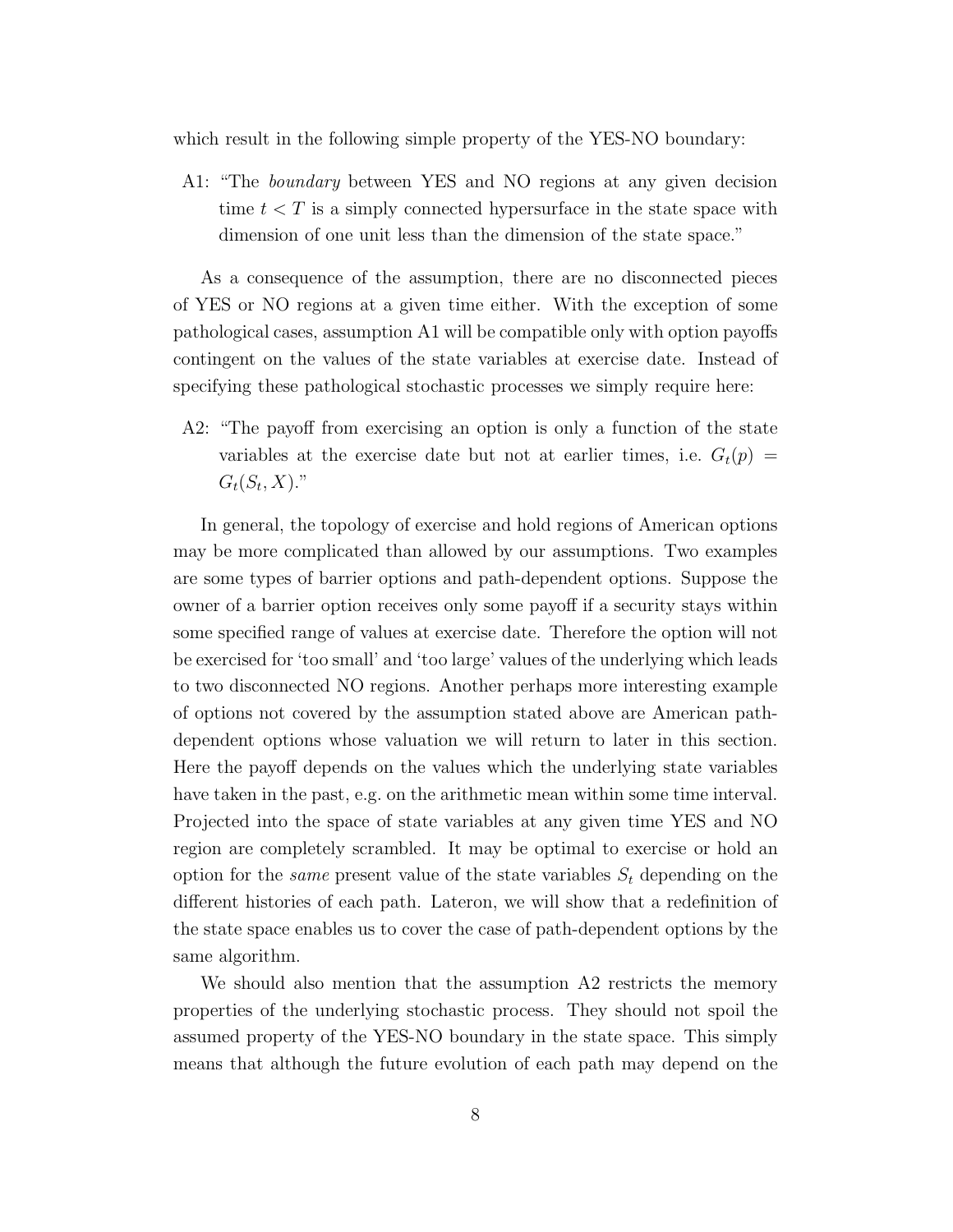which result in the following simple property of the YES-NO boundary:

A1: "The *boundary* between YES and NO regions at any given decision time $t < T$ is a simply connected hypersurface in the state space with dimension of one unit less than the dimension of the state space."

As a consequence of the assumption, there are no disconnected pieces of YES or NO regions at a given time either. With the exception of some pathological cases, assumption A1 will be compatible only with option payoffs contingent on the values of the state variables at exercise date. Instead of specifying these pathological stochastic processes we simply require here:

A2: "The payoff from exercising an option is only a function of the state variables at the exercise date but not at earlier times, i.e. $G_t(p) = G_t(S_t, X)$."

In general, the topology of exercise and hold regions of American options may be more complicated than allowed by our assumptions. Two examples are some types of barrier options and path-dependent options. Suppose the owner of a barrier option receives only some payoff if a security stays within some specified range of values at exercise date. Therefore the option will not be exercised for 'too small' and 'too large' values of the underlying which leads to two disconnected NO regions. Another perhaps more interesting example of options not covered by the assumption stated above are American path-dependent options whose valuation we will return to later in this section. Here the payoff depends on the values which the underlying state variables have taken in the past, e.g. on the arithmetic mean within some time interval. Projected into the space of state variables at any given time YES and NO region are completely scrambled. It may be optimal to exercise or hold an option for the *same* present value of the state variables $S_t$ depending on the different histories of each path. Lateron, we will show that a redefinition of the state space enables us to cover the case of path-dependent options by the same algorithm.

We should also mention that the assumption A2 restricts the memory properties of the underlying stochastic process. They should not spoil the assumed property of the YES-NO boundary in the state space. This simply means that although the future evolution of each path may depend on the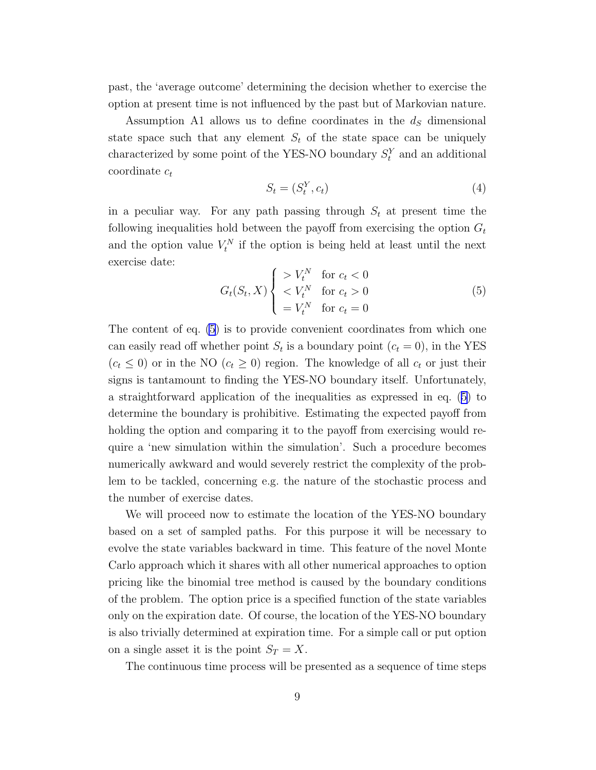past, the 'average outcome' determining the decision whether to exercise the option at present time is not influenced by the past but of Markovian nature.

Assumption A1 allows us to define coordinates in the $d_S$ dimensional state space such that any element $S_t$ of the state space can be uniquely characterized by some point of the YES-NO boundary $S_t^Y$ and an additional coordinate $c_t$

$$S_t = (S_t^Y, c_t) \tag{4}$$

in a peculiar way. For any path passing through $S_t$ at present time the following inequalities hold between the payoff from exercising the option $G_t$ and the option value $V_t^N$ if the option is being held at least until the next exercise date:

$$G_t(S_t, X) \begin{cases} > V_t^N & \text{for } c_t < 0 \\ < V_t^N & \text{for } c_t > 0 \\ = V_t^N & \text{for } c_t = 0 \end{cases} \tag{5}$$

The content of eq. (5) is to provide convenient coordinates from which one can easily read off whether point $S_t$ is a boundary point ($c_t = 0$), in the YES ($c_t \leq 0$) or in the NO ($c_t \geq 0$) region. The knowledge of all $c_t$ or just their signs is tantamount to finding the YES-NO boundary itself. Unfortunately, a straightforward application of the inequalities as expressed in eq. (5) to determine the boundary is prohibitive. Estimating the expected payoff from holding the option and comparing it to the payoff from exercising would require a 'new simulation within the simulation'. Such a procedure becomes numerically awkward and would severely restrict the complexity of the problem to be tackled, concerning e.g. the nature of the stochastic process and the number of exercise dates.

We will proceed now to estimate the location of the YES-NO boundary based on a set of sampled paths. For this purpose it will be necessary to evolve the state variables backward in time. This feature of the novel Monte Carlo approach which it shares with all other numerical approaches to option pricing like the binomial tree method is caused by the boundary conditions of the problem. The option price is a specified function of the state variables only on the expiration date. Of course, the location of the YES-NO boundary is also trivially determined at expiration time. For a simple call or put option on a single asset it is the point $S_T = X$.

The continuous time process will be presented as a sequence of time steps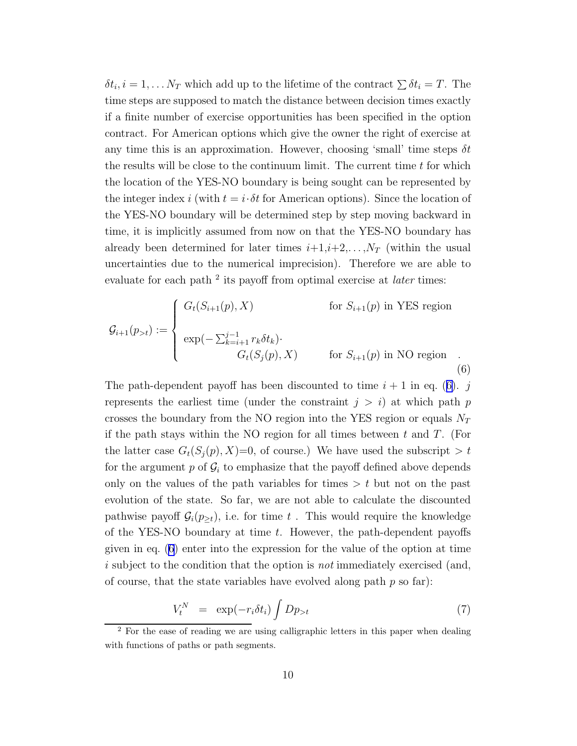$\delta t_i, i = 1, \ldots N_T$ which add up to the lifetime of the contract $\sum \delta t_i = T$. The time steps are supposed to match the distance between decision times exactly if a finite number of exercise opportunities has been specified in the option contract. For American options which give the owner the right of exercise at any time this is an approximation. However, choosing 'small' time steps $\delta t$ the results will be close to the continuum limit. The current time $t$ for which the location of the YES-NO boundary is being sought can be represented by the integer index $i$ (with $t = i \cdot \delta t$ for American options). Since the location of the YES-NO boundary will be determined step by step moving backward in time, it is implicitly assumed from now on that the YES-NO boundary has already been determined for later times $i$+1,$i$+2,...,$N_T$ (within the usual uncertainties due to the numerical imprecision). Therefore we are able to evaluate for each path [2] its payoff from optimal exercise at *later* times:

$$
\mathcal{G}_{i+1}(p_{>t}) := \begin{cases} G_t(S_{i+1}(p), X) & \text{for } S_{i+1}(p) \text{ in YES region} \\ \\ \exp(-\sum_{k=i+1}^{j-1} r_k \delta t_k) \cdot \\ \qquad G_t(S_j(p), X) & \text{for } S_{i+1}(p) \text{ in NO region} \end{cases} . \tag{6}
$$

The path-dependent payoff has been discounted to time $i+1$ in eq. (6). $j$ represents the earliest time (under the constraint $j > i$) at which path $p$ crosses the boundary from the NO region into the YES region or equals $N_T$ if the path stays within the NO region for all times between $t$ and $T$. (For the latter case $G_t(S_j(p), X)$=0, of course.) We have used the subscript $> t$ for the argument $p$ of $\mathcal{G}_i$ to emphasize that the payoff defined above depends only on the values of the path variables for times $> t$ but not on the past evolution of the state. So far, we are not able to calculate the discounted pathwise payoff $\mathcal{G}_i(p_{\geq t})$, i.e. for time $t$ . This would require the knowledge of the YES-NO boundary at time $t$. However, the path-dependent payoffs given in eq. (6) enter into the expression for the value of the option at time $i$ subject to the condition that the option is *not* immediately exercised (and, of course, that the state variables have evolved along path $p$ so far):

$$
V_t^N \quad = \quad \exp(-r_i \delta t_i) \int Dp_{>t} \tag{7}
$$

[2] For the ease of reading we are using calligraphic letters in this paper when dealing with functions of paths or path segments.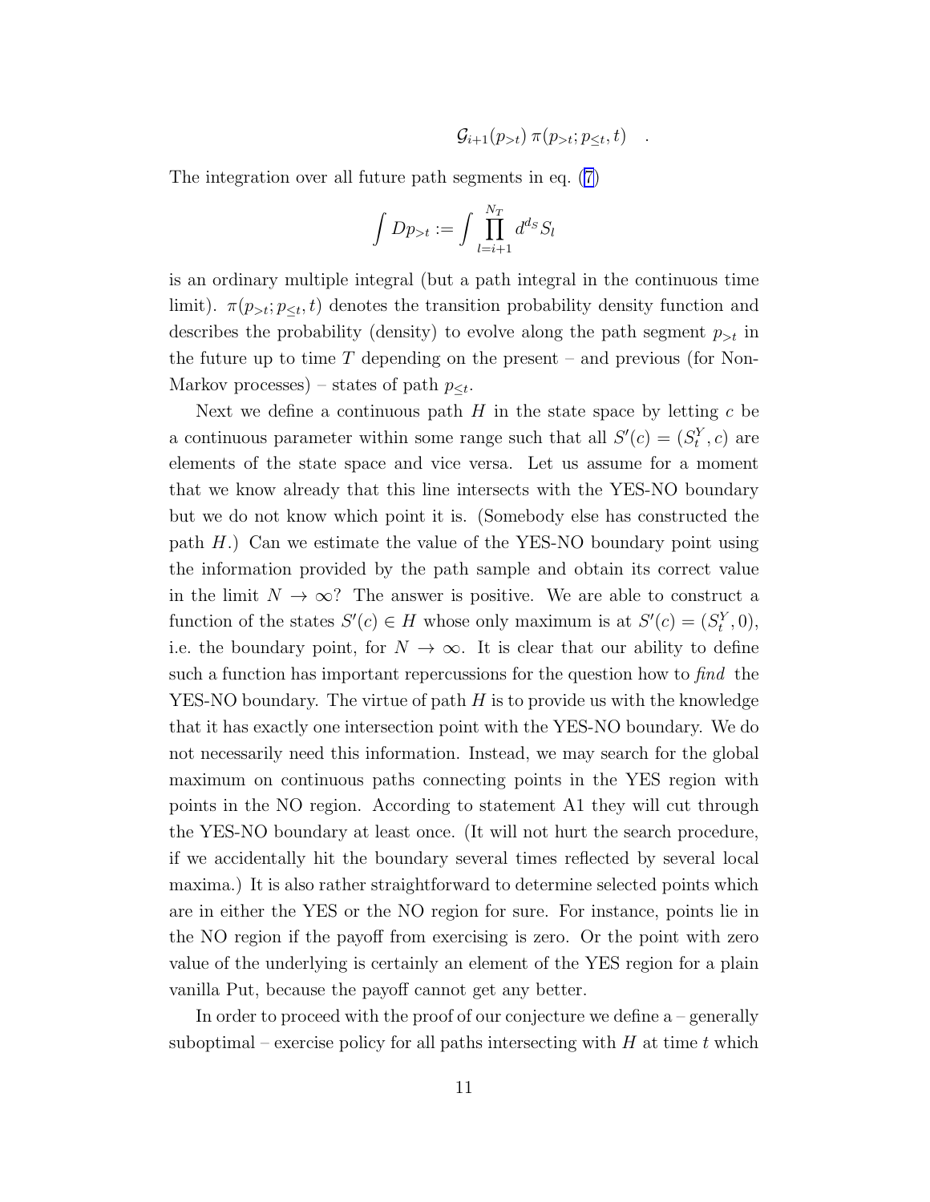$$\mathcal{G}_{i+1}(p_{>t})\,\pi(p_{>t};p_{\leq t},t) \quad .$$

The integration over all future path segments in eq. (7)

$$\int Dp_{>t} := \int \prod_{l=i+1}^{N_T} d^{d_S} S_l$$

is an ordinary multiple integral (but a path integral in the continuous time limit). $\pi(p_{>t};p_{\leq t},t)$ denotes the transition probability density function and describes the probability (density) to evolve along the path segment $p_{>t}$ in the future up to time $T$ depending on the present – and previous (for Non-Markov processes) – states of path $p_{\leq t}$.

Next we define a continuous path $H$ in the state space by letting $c$ be a continuous parameter within some range such that all $S'(c) = (S_t^Y, c)$ are elements of the state space and vice versa. Let us assume for a moment that we know already that this line intersects with the YES-NO boundary but we do not know which point it is. (Somebody else has constructed the path $H$.) Can we estimate the value of the YES-NO boundary point using the information provided by the path sample and obtain its correct value in the limit $N \to \infty$? The answer is positive. We are able to construct a function of the states $S'(c) \in H$ whose only maximum is at $S'(c) = (S_t^Y, 0)$, i.e. the boundary point, for $N \to \infty$. It is clear that our ability to define such a function has important repercussions for the question how to *find* the YES-NO boundary. The virtue of path $H$ is to provide us with the knowledge that it has exactly one intersection point with the YES-NO boundary. We do not necessarily need this information. Instead, we may search for the global maximum on continuous paths connecting points in the YES region with points in the NO region. According to statement A1 they will cut through the YES-NO boundary at least once. (It will not hurt the search procedure, if we accidentally hit the boundary several times reflected by several local maxima.) It is also rather straightforward to determine selected points which are in either the YES or the NO region for sure. For instance, points lie in the NO region if the payoff from exercising is zero. Or the point with zero value of the underlying is certainly an element of the YES region for a plain vanilla Put, because the payoff cannot get any better.

In order to proceed with the proof of our conjecture we define a – generally suboptimal – exercise policy for all paths intersecting with $H$ at time $t$ which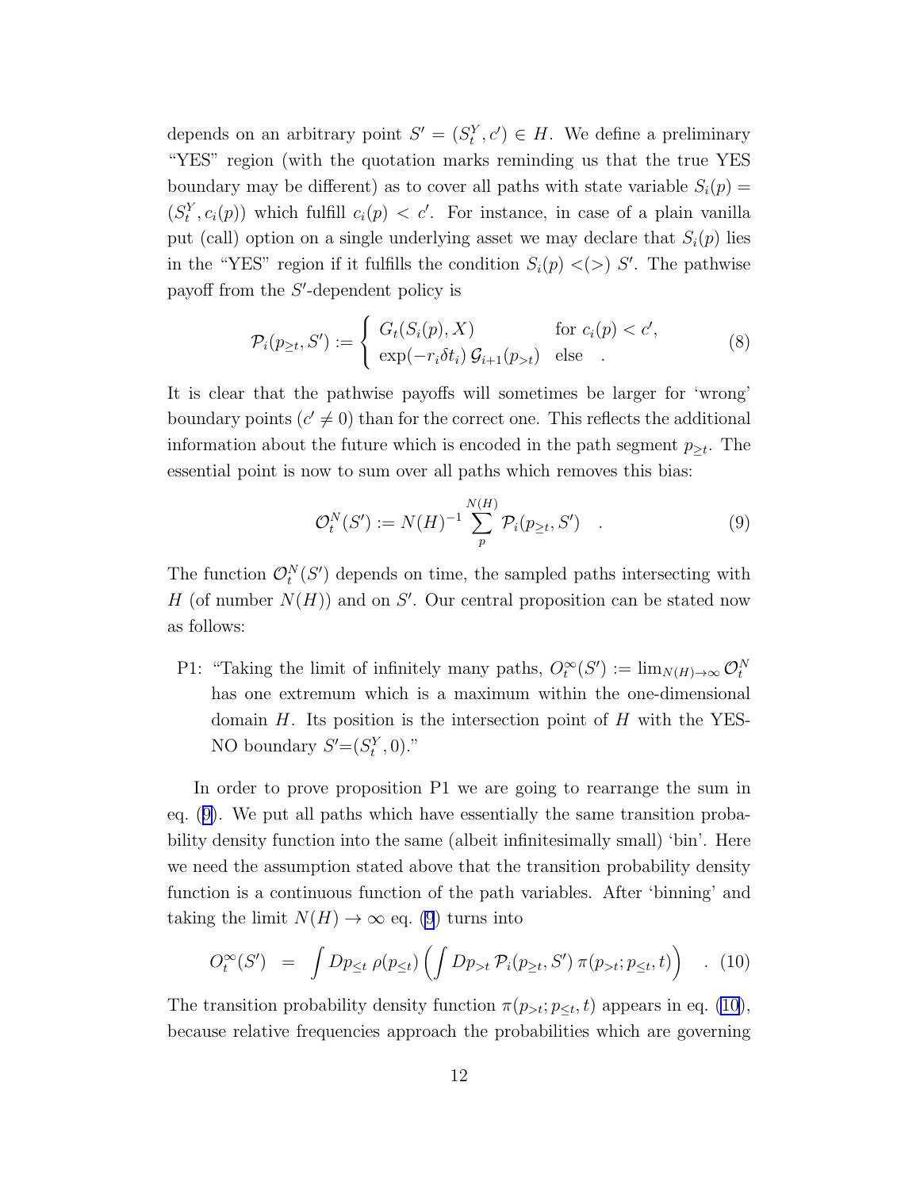depends on an arbitrary point $S' = (S_t^Y, c') \in H$. We define a preliminary "YES" region (with the quotation marks reminding us that the true YES boundary may be different) as to cover all paths with state variable $S_i(p) = (S_t^Y, c_i(p))$ which fulfill $c_i(p) < c'$. For instance, in case of a plain vanilla put (call) option on a single underlying asset we may declare that $S_i(p)$ lies in the "YES" region if it fulfills the condition $S_i(p) <(>)\ S'$. The pathwise payoff from the $S'$-dependent policy is

$$\mathcal{P}_i(p_{\geq t}, S') := \begin{cases} G_t(S_i(p), X) & \text{for } c_i(p) < c', \\ \exp(-r_i \delta t_i)\, \mathcal{G}_{i+1}(p_{>t}) & \text{else} \quad . \end{cases} \tag{8}$$

It is clear that the pathwise payoffs will sometimes be larger for 'wrong' boundary points ($c' \neq 0$) than for the correct one. This reflects the additional information about the future which is encoded in the path segment $p_{\geq t}$. The essential point is now to sum over all paths which removes this bias:

$$\mathcal{O}_t^N(S') := N(H)^{-1} \sum_p^{N(H)} \mathcal{P}_i(p_{\geq t}, S') \quad . \tag{9}$$

The function $\mathcal{O}_t^N(S')$ depends on time, the sampled paths intersecting with $H$ (of number $N(H)$) and on $S'$. Our central proposition can be stated now as follows:

P1: "Taking the limit of infinitely many paths, $O_t^\infty(S') := \lim_{N(H)\to\infty} \mathcal{O}_t^N$ has one extremum which is a maximum within the one-dimensional domain $H$. Its position is the intersection point of $H$ with the YES-NO boundary $S'{=}(S_t^Y, 0)$."

In order to prove proposition P1 we are going to rearrange the sum in eq. (9). We put all paths which have essentially the same transition probability density function into the same (albeit infinitesimally small) 'bin'. Here we need the assumption stated above that the transition probability density function is a continuous function of the path variables. After 'binning' and taking the limit $N(H) \to \infty$ eq. (9) turns into

$$O_t^\infty(S') \;\; = \;\; \int Dp_{\leq t}\, \rho(p_{\leq t}) \left( \int Dp_{>t}\, \mathcal{P}_i(p_{\geq t}, S')\, \pi(p_{>t}; p_{\leq t}, t) \right) \quad . \tag{10}$$

The transition probability density function $\pi(p_{>t}; p_{\leq t}, t)$ appears in eq. (10), because relative frequencies approach the probabilities which are governing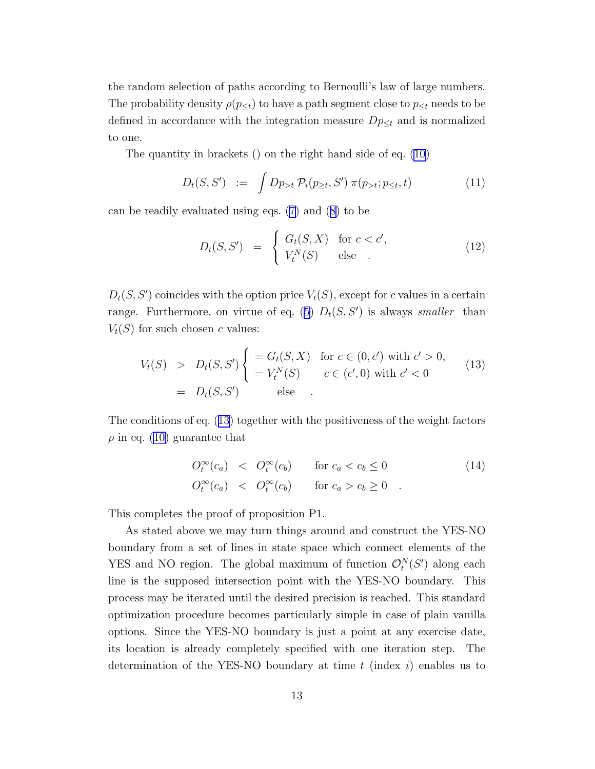the random selection of paths according to Bernoulli's law of large numbers. The probability density $\rho(p_{\leq t})$ to have a path segment close to $p_{\leq t}$ needs to be defined in accordance with the integration measure $Dp_{\leq t}$ and is normalized to one.

The quantity in brackets () on the right hand side of eq. (10)

$$
D_t(S, S') \;\; := \;\; \int Dp_{>t}\, \mathcal{P}_i(p_{\geq t}, S')\, \pi(p_{>t}; p_{\leq t}, t) \tag{11}
$$

can be readily evaluated using eqs. (7) and (8) to be

$$
D_t(S, S') \;\; = \;\; \begin{cases} G_t(S, X) & \text{for } c < c', \\ V_t^N(S) & \text{else} \quad . \end{cases} \tag{12}
$$

$D_t(S, S')$ coincides with the option price $V_t(S)$, except for $c$ values in a certain range. Furthermore, on virtue of eq. (5) $D_t(S, S')$ is always *smaller* than $V_t(S)$ for such chosen $c$ values:

$$
\begin{aligned}
V_t(S) \;\; &> \;\; D_t(S, S') \begin{cases} = G_t(S, X) & \text{for } c \in (0, c') \text{ with } c' > 0, \\ = V_t^N(S) & c \in (c', 0) \text{ with } c' < 0 \end{cases} \\
&= \;\; D_t(S, S') \qquad\quad \text{else} \quad .
\end{aligned} \tag{13}
$$

The conditions of eq. (13) together with the positiveness of the weight factors $\rho$ in eq. (10) guarantee that

$$
\begin{aligned}
O_t^{\infty}(c_a) \;\; &< \;\; O_t^{\infty}(c_b) \qquad \text{for } c_a < c_b \leq 0 \\
O_t^{\infty}(c_a) \;\; &< \;\; O_t^{\infty}(c_b) \qquad \text{for } c_a > c_b \geq 0 \quad .
\end{aligned} \tag{14}
$$

This completes the proof of proposition P1.

As stated above we may turn things around and construct the YES-NO boundary from a set of lines in state space which connect elements of the YES and NO region. The global maximum of function $\mathcal{O}_t^N(S')$ along each line is the supposed intersection point with the YES-NO boundary. This process may be iterated until the desired precision is reached. This standard optimization procedure becomes particularly simple in case of plain vanilla options. Since the YES-NO boundary is just a point at any exercise date, its location is already completely specified with one iteration step. The determination of the YES-NO boundary at time $t$ (index $i$) enables us to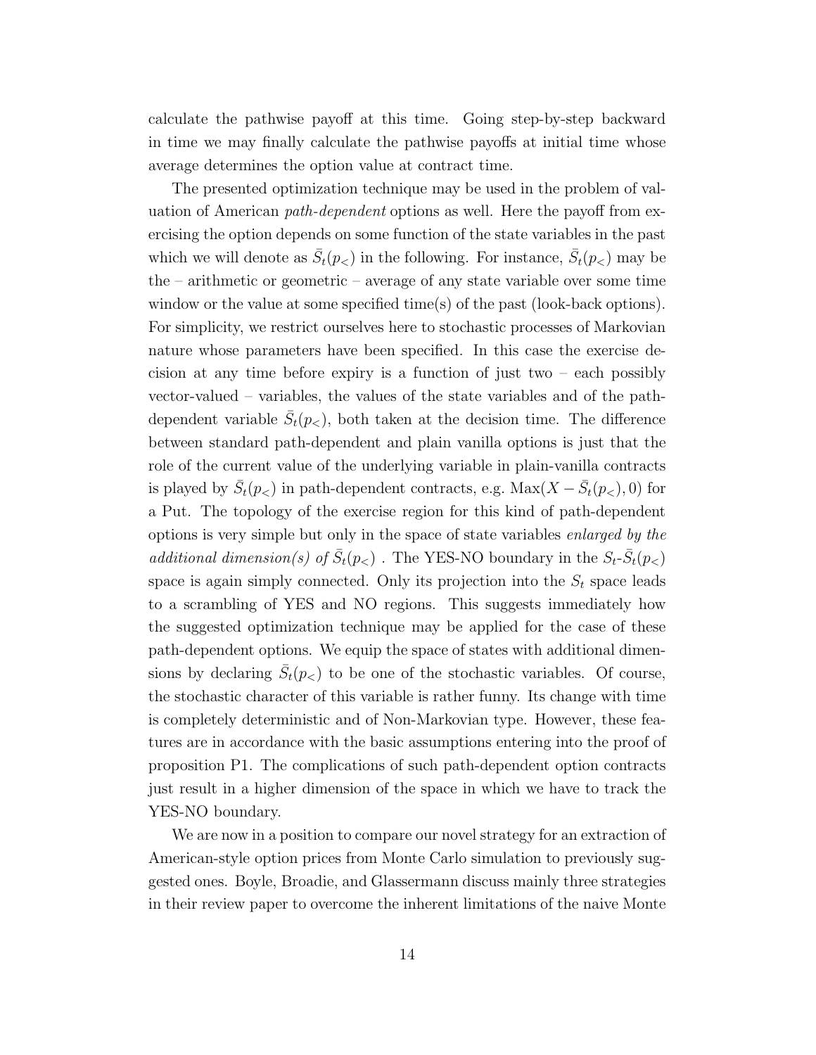calculate the pathwise payoff at this time. Going step-by-step backward in time we may finally calculate the pathwise payoffs at initial time whose average determines the option value at contract time.

The presented optimization technique may be used in the problem of valuation of American *path-dependent* options as well. Here the payoff from exercising the option depends on some function of the state variables in the past which we will denote as $\bar{S}_t(p_<)$ in the following. For instance, $\bar{S}_t(p_<)$ may be the – arithmetic or geometric – average of any state variable over some time window or the value at some specified time(s) of the past (look-back options). For simplicity, we restrict ourselves here to stochastic processes of Markovian nature whose parameters have been specified. In this case the exercise decision at any time before expiry is a function of just two – each possibly vector-valued – variables, the values of the state variables and of the path-dependent variable $\bar{S}_t(p_<)$, both taken at the decision time. The difference between standard path-dependent and plain vanilla options is just that the role of the current value of the underlying variable in plain-vanilla contracts is played by $\bar{S}_t(p_<)$ in path-dependent contracts, e.g. $\text{Max}(X - \bar{S}_t(p_<), 0)$ for a Put. The topology of the exercise region for this kind of path-dependent options is very simple but only in the space of state variables *enlarged by the additional dimension(s) of* $\bar{S}_t(p_<)$ . The YES-NO boundary in the $S_t$-$\bar{S}_t(p_<)$ space is again simply connected. Only its projection into the $S_t$ space leads to a scrambling of YES and NO regions. This suggests immediately how the suggested optimization technique may be applied for the case of these path-dependent options. We equip the space of states with additional dimensions by declaring $\bar{S}_t(p_<)$ to be one of the stochastic variables. Of course, the stochastic character of this variable is rather funny. Its change with time is completely deterministic and of Non-Markovian type. However, these features are in accordance with the basic assumptions entering into the proof of proposition P1. The complications of such path-dependent option contracts just result in a higher dimension of the space in which we have to track the YES-NO boundary.

We are now in a position to compare our novel strategy for an extraction of American-style option prices from Monte Carlo simulation to previously suggested ones. Boyle, Broadie, and Glassermann discuss mainly three strategies in their review paper to overcome the inherent limitations of the naive Monte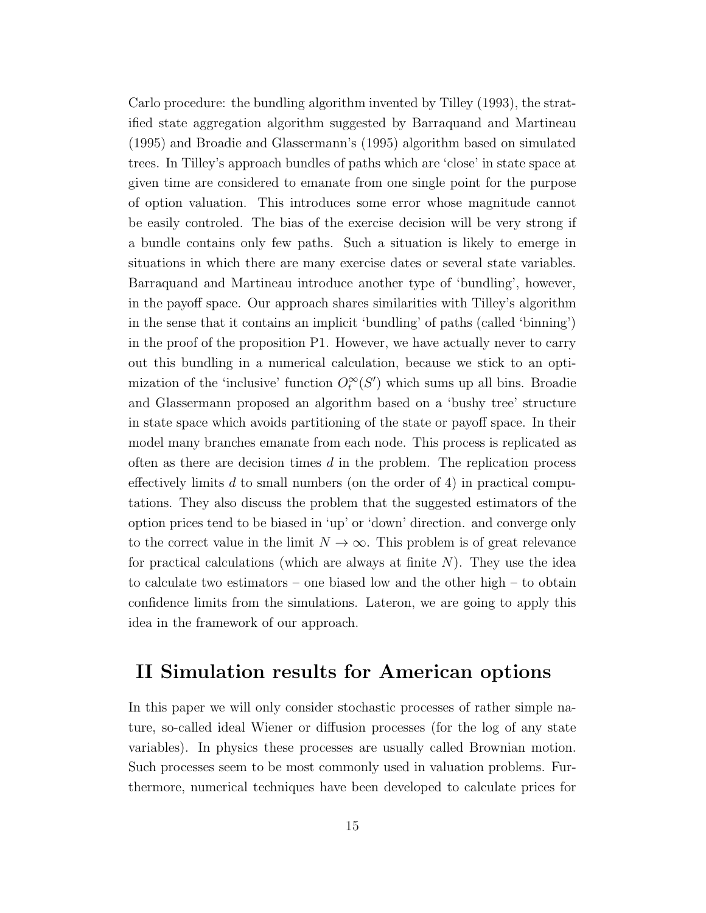Carlo procedure: the bundling algorithm invented by Tilley (1993), the stratified state aggregation algorithm suggested by Barraquand and Martineau (1995) and Broadie and Glassermann's (1995) algorithm based on simulated trees. In Tilley's approach bundles of paths which are 'close' in state space at given time are considered to emanate from one single point for the purpose of option valuation. This introduces some error whose magnitude cannot be easily controled. The bias of the exercise decision will be very strong if a bundle contains only few paths. Such a situation is likely to emerge in situations in which there are many exercise dates or several state variables. Barraquand and Martineau introduce another type of 'bundling', however, in the payoff space. Our approach shares similarities with Tilley's algorithm in the sense that it contains an implicit 'bundling' of paths (called 'binning') in the proof of the proposition P1. However, we have actually never to carry out this bundling in a numerical calculation, because we stick to an optimization of the 'inclusive' function $O_t^{\infty}(S')$ which sums up all bins. Broadie and Glassermann proposed an algorithm based on a 'bushy tree' structure in state space which avoids partitioning of the state or payoff space. In their model many branches emanate from each node. This process is replicated as often as there are decision times $d$ in the problem. The replication process effectively limits $d$ to small numbers (on the order of 4) in practical computations. They also discuss the problem that the suggested estimators of the option prices tend to be biased in 'up' or 'down' direction. and converge only to the correct value in the limit $N \to \infty$. This problem is of great relevance for practical calculations (which are always at finite $N$). They use the idea to calculate two estimators – one biased low and the other high – to obtain confidence limits from the simulations. Lateron, we are going to apply this idea in the framework of our approach.

## II Simulation results for American options

In this paper we will only consider stochastic processes of rather simple nature, so-called ideal Wiener or diffusion processes (for the log of any state variables). In physics these processes are usually called Brownian motion. Such processes seem to be most commonly used in valuation problems. Furthermore, numerical techniques have been developed to calculate prices for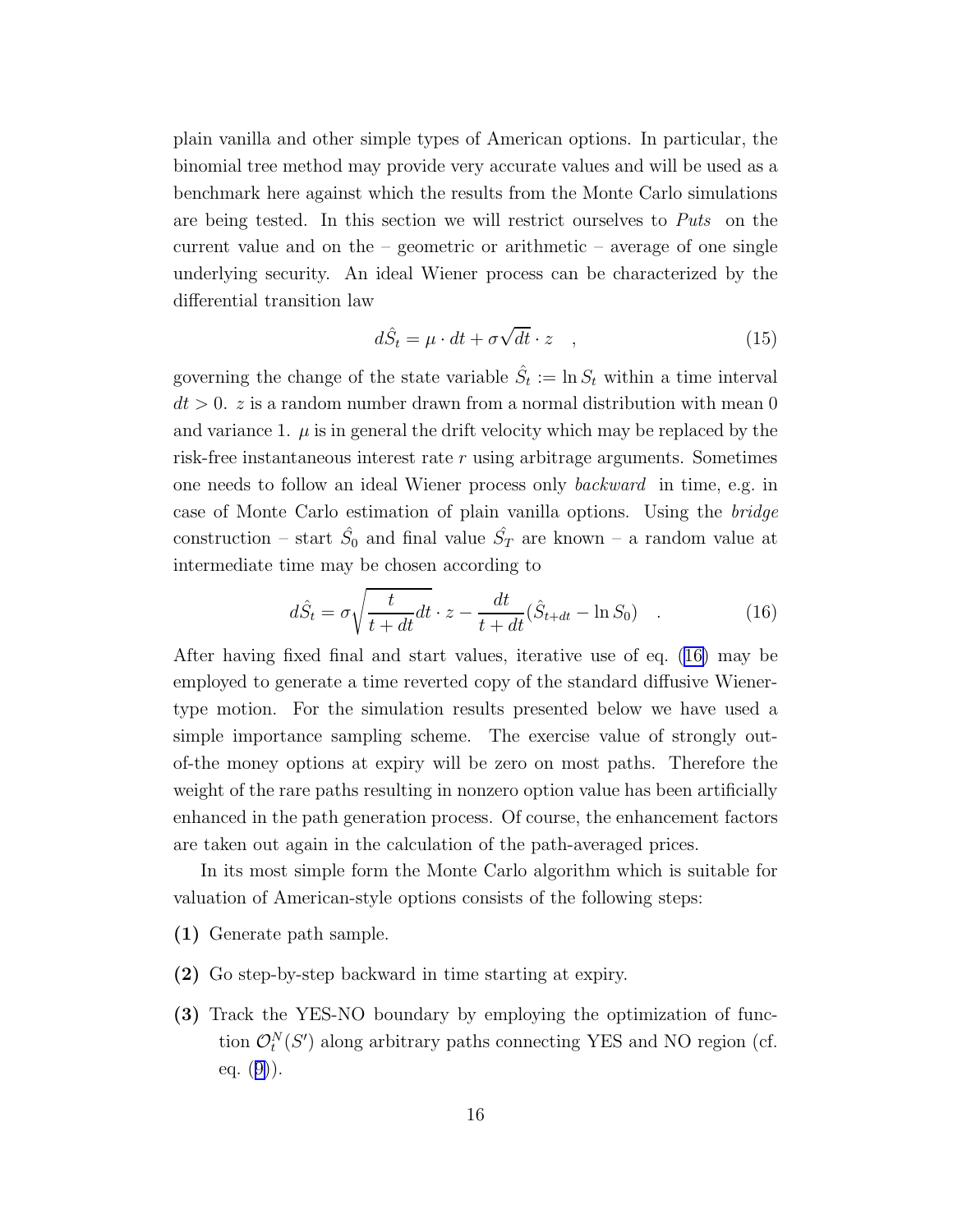plain vanilla and other simple types of American options. In particular, the binomial tree method may provide very accurate values and will be used as a benchmark here against which the results from the Monte Carlo simulations are being tested. In this section we will restrict ourselves to *Puts* on the current value and on the – geometric or arithmetic – average of one single underlying security. An ideal Wiener process can be characterized by the differential transition law

$$d\hat{S}_t = \mu \cdot dt + \sigma\sqrt{dt} \cdot z \quad , \tag{15}$$

governing the change of the state variable $\hat{S}_t := \ln S_t$ within a time interval $dt > 0$. $z$ is a random number drawn from a normal distribution with mean 0 and variance 1. $\mu$ is in general the drift velocity which may be replaced by the risk-free instantaneous interest rate $r$ using arbitrage arguments. Sometimes one needs to follow an ideal Wiener process only *backward* in time, e.g. in case of Monte Carlo estimation of plain vanilla options. Using the *bridge* construction – start $\hat{S}_0$ and final value $\hat{S}_T$ are known – a random value at intermediate time may be chosen according to

$$d\hat{S}_t = \sigma\sqrt{\frac{t}{t+dt}dt} \cdot z - \frac{dt}{t+dt}(\hat{S}_{t+dt} - \ln S_0) \quad . \tag{16}$$

After having fixed final and start values, iterative use of eq. (16) may be employed to generate a time reverted copy of the standard diffusive Wiener-type motion. For the simulation results presented below we have used a simple importance sampling scheme. The exercise value of strongly out-of-the money options at expiry will be zero on most paths. Therefore the weight of the rare paths resulting in nonzero option value has been artificially enhanced in the path generation process. Of course, the enhancement factors are taken out again in the calculation of the path-averaged prices.

In its most simple form the Monte Carlo algorithm which is suitable for valuation of American-style options consists of the following steps:

**(1)** Generate path sample.

**(2)** Go step-by-step backward in time starting at expiry.

**(3)** Track the YES-NO boundary by employing the optimization of function $\mathcal{O}_t^N(S')$ along arbitrary paths connecting YES and NO region (cf. eq. (9)).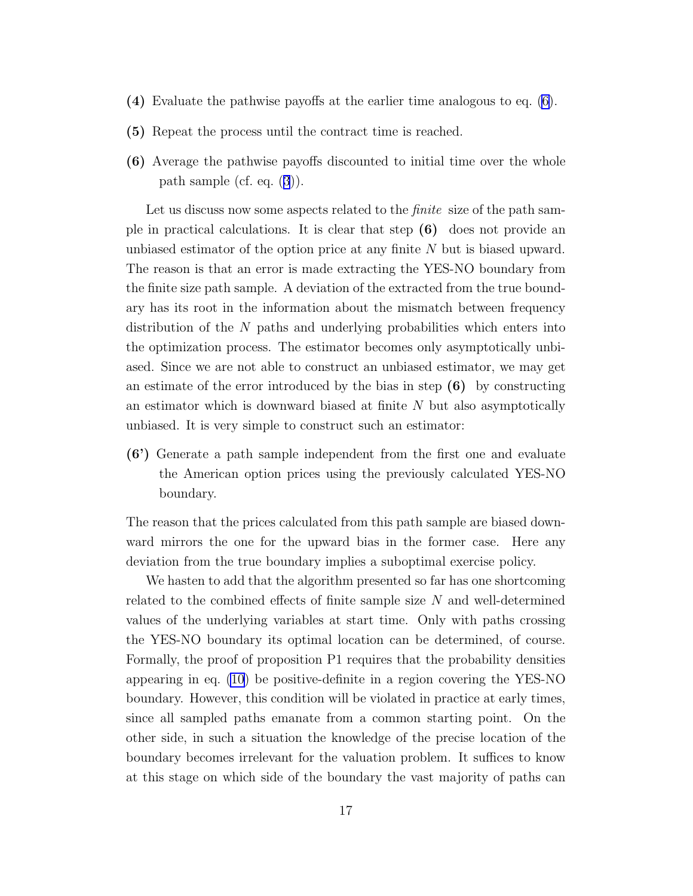**(4)** Evaluate the pathwise payoffs at the earlier time analogous to eq. (6).

**(5)** Repeat the process until the contract time is reached.

**(6)** Average the pathwise payoffs discounted to initial time over the whole path sample (cf. eq. (3)).

Let us discuss now some aspects related to the *finite* size of the path sample in practical calculations. It is clear that step **(6)** does not provide an unbiased estimator of the option price at any finite $N$ but is biased upward. The reason is that an error is made extracting the YES-NO boundary from the finite size path sample. A deviation of the extracted from the true boundary has its root in the information about the mismatch between frequency distribution of the $N$ paths and underlying probabilities which enters into the optimization process. The estimator becomes only asymptotically unbiased. Since we are not able to construct an unbiased estimator, we may get an estimate of the error introduced by the bias in step **(6)** by constructing an estimator which is downward biased at finite $N$ but also asymptotically unbiased. It is very simple to construct such an estimator:

**(6')** Generate a path sample independent from the first one and evaluate the American option prices using the previously calculated YES-NO boundary.

The reason that the prices calculated from this path sample are biased downward mirrors the one for the upward bias in the former case. Here any deviation from the true boundary implies a suboptimal exercise policy.

We hasten to add that the algorithm presented so far has one shortcoming related to the combined effects of finite sample size $N$ and well-determined values of the underlying variables at start time. Only with paths crossing the YES-NO boundary its optimal location can be determined, of course. Formally, the proof of proposition P1 requires that the probability densities appearing in eq. (10) be positive-definite in a region covering the YES-NO boundary. However, this condition will be violated in practice at early times, since all sampled paths emanate from a common starting point. On the other side, in such a situation the knowledge of the precise location of the boundary becomes irrelevant for the valuation problem. It suffices to know at this stage on which side of the boundary the vast majority of paths can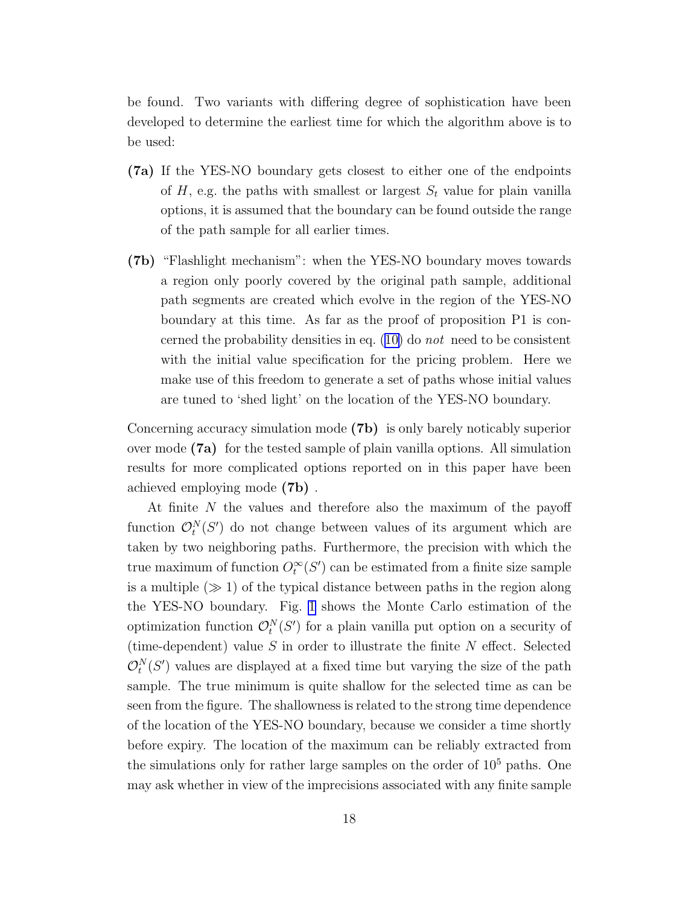be found. Two variants with differing degree of sophistication have been developed to determine the earliest time for which the algorithm above is to be used:

**(7a)** If the YES-NO boundary gets closest to either one of the endpoints of $H$, e.g. the paths with smallest or largest $S_t$ value for plain vanilla options, it is assumed that the boundary can be found outside the range of the path sample for all earlier times.

**(7b)** "Flashlight mechanism": when the YES-NO boundary moves towards a region only poorly covered by the original path sample, additional path segments are created which evolve in the region of the YES-NO boundary at this time. As far as the proof of proposition P1 is concerned the probability densities in eq. (10) do *not* need to be consistent with the initial value specification for the pricing problem. Here we make use of this freedom to generate a set of paths whose initial values are tuned to 'shed light' on the location of the YES-NO boundary.

Concerning accuracy simulation mode **(7b)** is only barely noticably superior over mode **(7a)** for the tested sample of plain vanilla options. All simulation results for more complicated options reported on in this paper have been achieved employing mode **(7b)** .

At finite $N$ the values and therefore also the maximum of the payoff function $\mathcal{O}_t^N(S')$ do not change between values of its argument which are taken by two neighboring paths. Furthermore, the precision with which the true maximum of function $O_t^\infty(S')$ can be estimated from a finite size sample is a multiple ($\gg 1$) of the typical distance between paths in the region along the YES-NO boundary. Fig. 1 shows the Monte Carlo estimation of the optimization function $\mathcal{O}_t^N(S')$ for a plain vanilla put option on a security of (time-dependent) value $S$ in order to illustrate the finite $N$ effect. Selected $\mathcal{O}_t^N(S')$ values are displayed at a fixed time but varying the size of the path sample. The true minimum is quite shallow for the selected time as can be seen from the figure. The shallowness is related to the strong time dependence of the location of the YES-NO boundary, because we consider a time shortly before expiry. The location of the maximum can be reliably extracted from the simulations only for rather large samples on the order of $10^5$ paths. One may ask whether in view of the imprecisions associated with any finite sample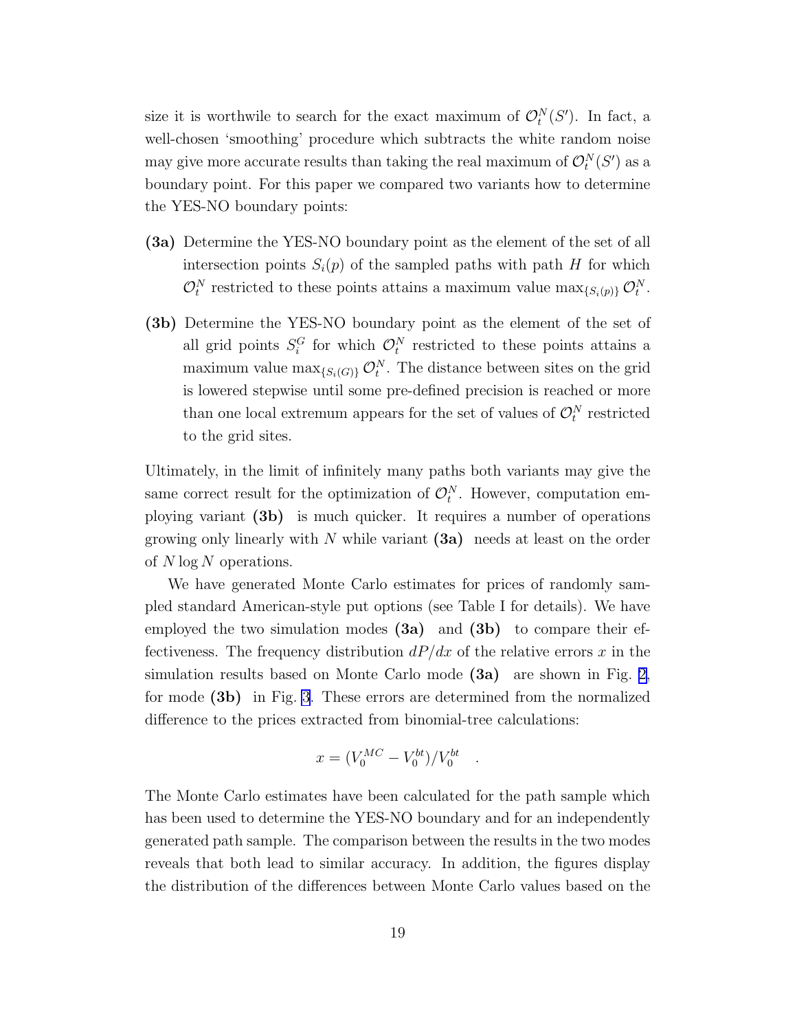size it is worthwile to search for the exact maximum of $\mathcal{O}_t^N(S')$. In fact, a well-chosen 'smoothing' procedure which subtracts the white random noise may give more accurate results than taking the real maximum of $\mathcal{O}_t^N(S')$ as a boundary point. For this paper we compared two variants how to determine the YES-NO boundary points:

- **(3a)** Determine the YES-NO boundary point as the element of the set of all intersection points $S_i(p)$ of the sampled paths with path $H$ for which $\mathcal{O}_t^N$ restricted to these points attains a maximum value $\max_{\{S_i(p)\}} \mathcal{O}_t^N$.
- **(3b)** Determine the YES-NO boundary point as the element of the set of all grid points $S_i^G$ for which $\mathcal{O}_t^N$ restricted to these points attains a maximum value $\max_{\{S_i(G)\}} \mathcal{O}_t^N$. The distance between sites on the grid is lowered stepwise until some pre-defined precision is reached or more than one local extremum appears for the set of values of $\mathcal{O}_t^N$ restricted to the grid sites.

Ultimately, in the limit of infinitely many paths both variants may give the same correct result for the optimization of $\mathcal{O}_t^N$. However, computation employing variant **(3b)** is much quicker. It requires a number of operations growing only linearly with $N$ while variant **(3a)** needs at least on the order of $N \log N$ operations.

We have generated Monte Carlo estimates for prices of randomly sampled standard American-style put options (see Table I for details). We have employed the two simulation modes **(3a)** and **(3b)** to compare their effectiveness. The frequency distribution $dP/dx$ of the relative errors $x$ in the simulation results based on Monte Carlo mode **(3a)** are shown in Fig. 2, for mode **(3b)** in Fig. 3. These errors are determined from the normalized difference to the prices extracted from binomial-tree calculations:

$$x = (V_0^{MC} - V_0^{bt})/V_0^{bt} \quad .$$

The Monte Carlo estimates have been calculated for the path sample which has been used to determine the YES-NO boundary and for an independently generated path sample. The comparison between the results in the two modes reveals that both lead to similar accuracy. In addition, the figures display the distribution of the differences between Monte Carlo values based on the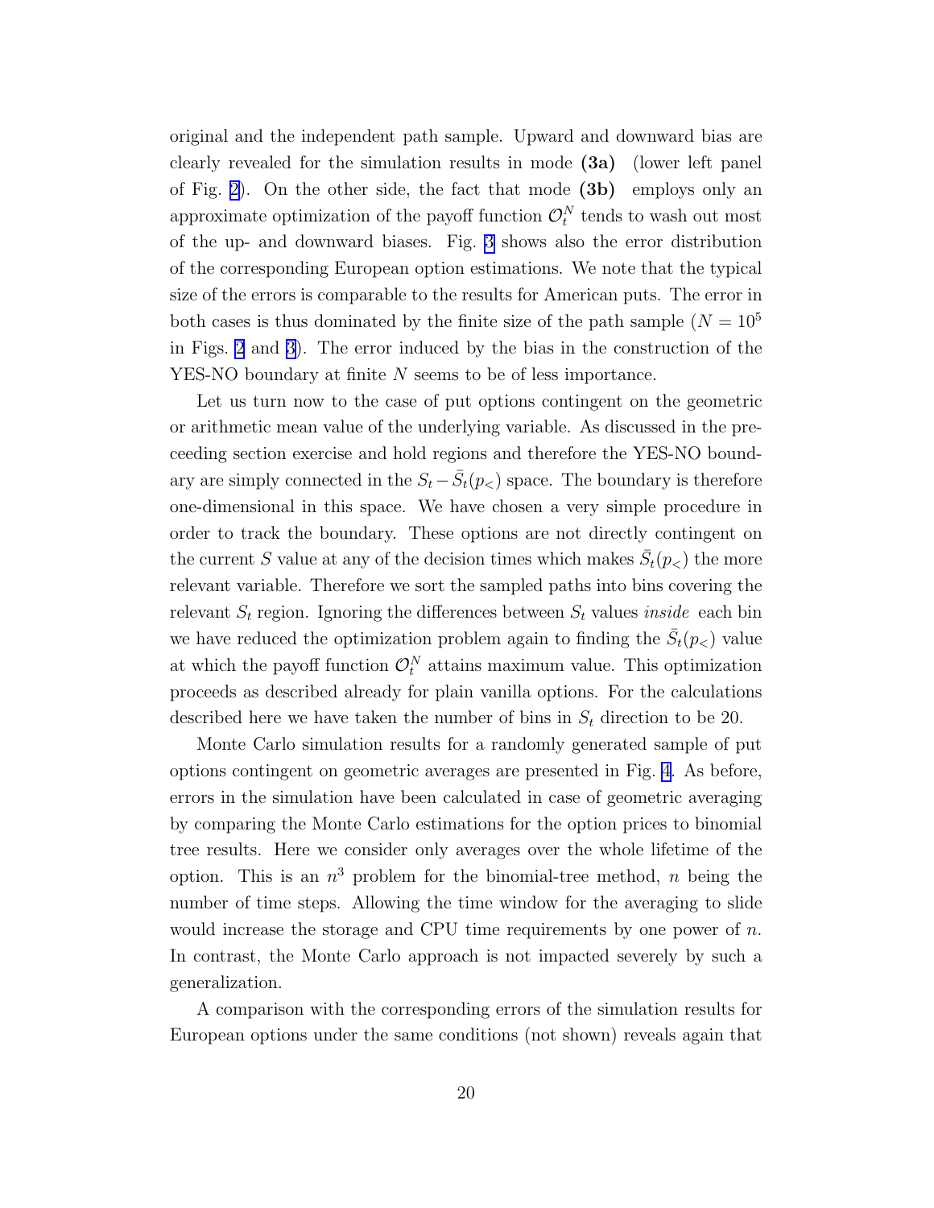original and the independent path sample. Upward and downward bias are clearly revealed for the simulation results in mode **(3a)** (lower left panel of Fig. 2). On the other side, the fact that mode **(3b)** employs only an approximate optimization of the payoff function $\mathcal{O}_t^N$ tends to wash out most of the up- and downward biases. Fig. 3 shows also the error distribution of the corresponding European option estimations. We note that the typical size of the errors is comparable to the results for American puts. The error in both cases is thus dominated by the finite size of the path sample ($N = 10^5$ in Figs. 2 and 3). The error induced by the bias in the construction of the YES-NO boundary at finite $N$ seems to be of less importance.

Let us turn now to the case of put options contingent on the geometric or arithmetic mean value of the underlying variable. As discussed in the preceeding section exercise and hold regions and therefore the YES-NO boundary are simply connected in the $S_t - \bar{S}_t(p_<)$ space. The boundary is therefore one-dimensional in this space. We have chosen a very simple procedure in order to track the boundary. These options are not directly contingent on the current $S$ value at any of the decision times which makes $\bar{S}_t(p_<)$ the more relevant variable. Therefore we sort the sampled paths into bins covering the relevant $S_t$ region. Ignoring the differences between $S_t$ values *inside* each bin we have reduced the optimization problem again to finding the $\bar{S}_t(p_<)$ value at which the payoff function $\mathcal{O}_t^N$ attains maximum value. This optimization proceeds as described already for plain vanilla options. For the calculations described here we have taken the number of bins in $S_t$ direction to be 20.

Monte Carlo simulation results for a randomly generated sample of put options contingent on geometric averages are presented in Fig. 4. As before, errors in the simulation have been calculated in case of geometric averaging by comparing the Monte Carlo estimations for the option prices to binomial tree results. Here we consider only averages over the whole lifetime of the option. This is an $n^3$ problem for the binomial-tree method, $n$ being the number of time steps. Allowing the time window for the averaging to slide would increase the storage and CPU time requirements by one power of $n$. In contrast, the Monte Carlo approach is not impacted severely by such a generalization.

A comparison with the corresponding errors of the simulation results for European options under the same conditions (not shown) reveals again that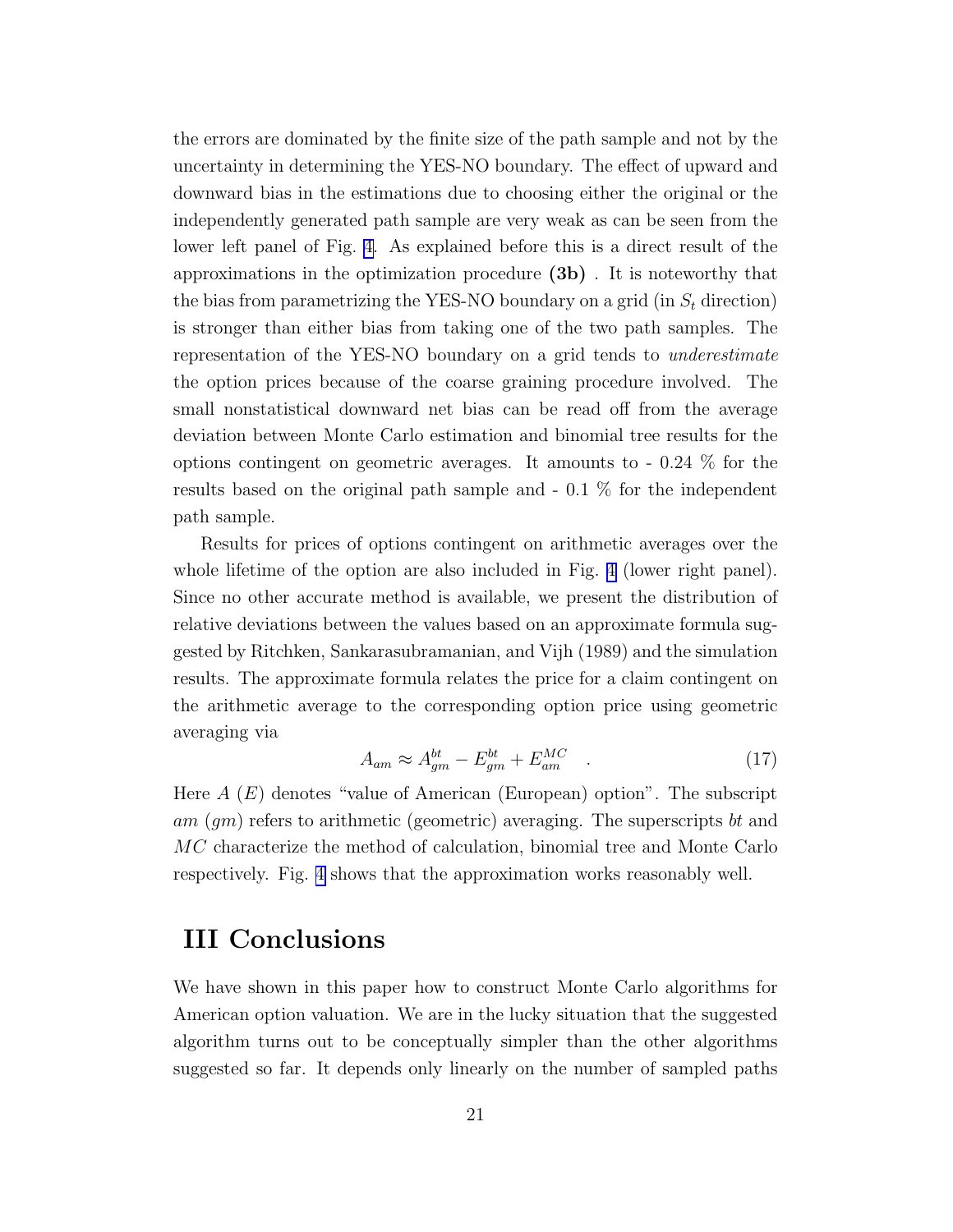the errors are dominated by the finite size of the path sample and not by the uncertainty in determining the YES-NO boundary. The effect of upward and downward bias in the estimations due to choosing either the original or the independently generated path sample are very weak as can be seen from the lower left panel of Fig. 4. As explained before this is a direct result of the approximations in the optimization procedure **(3b)** . It is noteworthy that the bias from parametrizing the YES-NO boundary on a grid (in $S_t$ direction) is stronger than either bias from taking one of the two path samples. The representation of the YES-NO boundary on a grid tends to *underestimate* the option prices because of the coarse graining procedure involved. The small nonstatistical downward net bias can be read off from the average deviation between Monte Carlo estimation and binomial tree results for the options contingent on geometric averages. It amounts to - 0.24 % for the results based on the original path sample and - 0.1 % for the independent path sample.

Results for prices of options contingent on arithmetic averages over the whole lifetime of the option are also included in Fig. 4 (lower right panel). Since no other accurate method is available, we present the distribution of relative deviations between the values based on an approximate formula suggested by Ritchken, Sankarasubramanian, and Vijh (1989) and the simulation results. The approximate formula relates the price for a claim contingent on the arithmetic average to the corresponding option price using geometric averaging via

$$A_{am} \approx A_{gm}^{bt} - E_{gm}^{bt} + E_{am}^{MC} \quad . \tag{17}$$

Here $A$ ($E$) denotes "value of American (European) option". The subscript $am$ ($gm$) refers to arithmetic (geometric) averaging. The superscripts $bt$ and $MC$ characterize the method of calculation, binomial tree and Monte Carlo respectively. Fig. 4 shows that the approximation works reasonably well.

# III Conclusions

We have shown in this paper how to construct Monte Carlo algorithms for American option valuation. We are in the lucky situation that the suggested algorithm turns out to be conceptually simpler than the other algorithms suggested so far. It depends only linearly on the number of sampled paths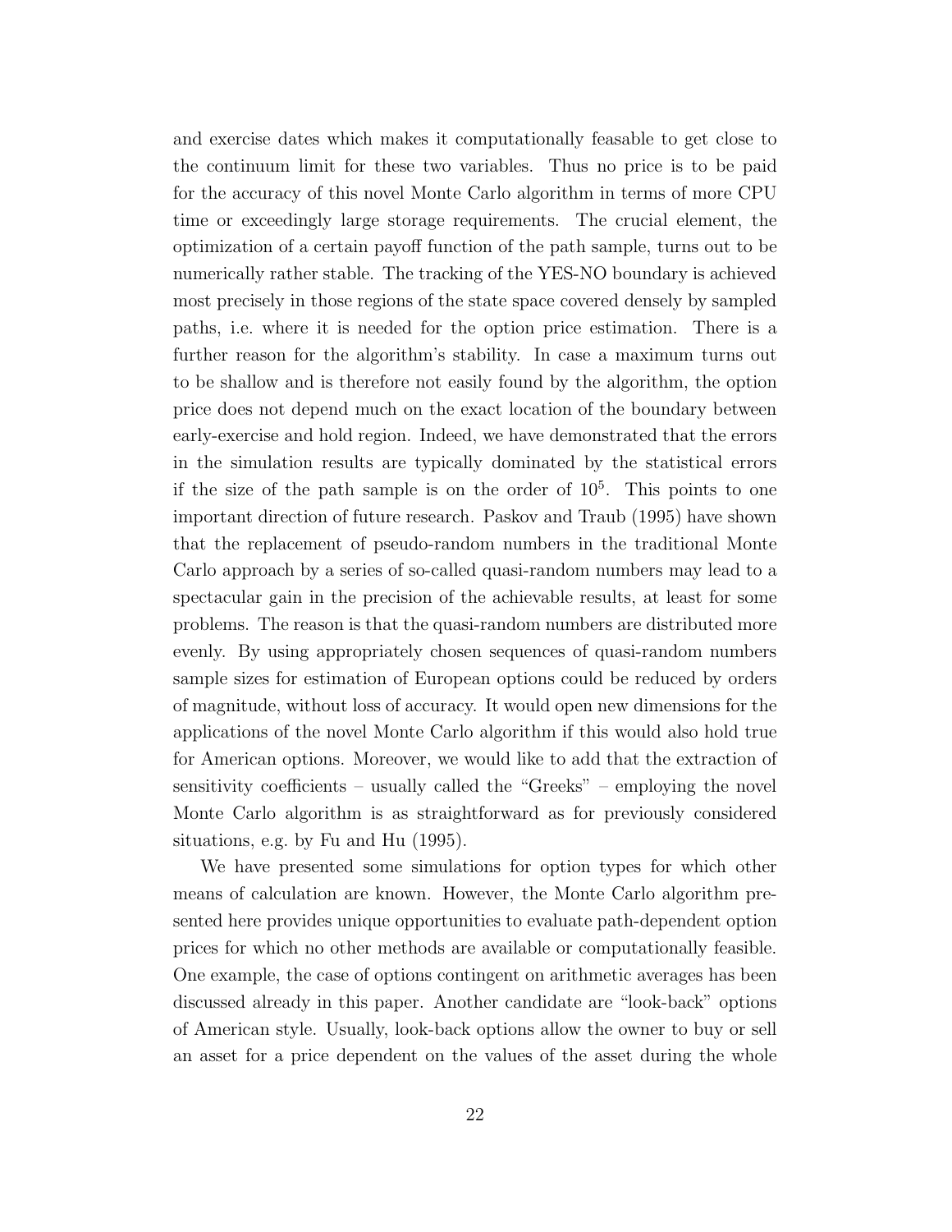and exercise dates which makes it computationally feasable to get close to the continuum limit for these two variables. Thus no price is to be paid for the accuracy of this novel Monte Carlo algorithm in terms of more CPU time or exceedingly large storage requirements. The crucial element, the optimization of a certain payoff function of the path sample, turns out to be numerically rather stable. The tracking of the YES-NO boundary is achieved most precisely in those regions of the state space covered densely by sampled paths, i.e. where it is needed for the option price estimation. There is a further reason for the algorithm's stability. In case a maximum turns out to be shallow and is therefore not easily found by the algorithm, the option price does not depend much on the exact location of the boundary between early-exercise and hold region. Indeed, we have demonstrated that the errors in the simulation results are typically dominated by the statistical errors if the size of the path sample is on the order of $10^5$. This points to one important direction of future research. Paskov and Traub (1995) have shown that the replacement of pseudo-random numbers in the traditional Monte Carlo approach by a series of so-called quasi-random numbers may lead to a spectacular gain in the precision of the achievable results, at least for some problems. The reason is that the quasi-random numbers are distributed more evenly. By using appropriately chosen sequences of quasi-random numbers sample sizes for estimation of European options could be reduced by orders of magnitude, without loss of accuracy. It would open new dimensions for the applications of the novel Monte Carlo algorithm if this would also hold true for American options. Moreover, we would like to add that the extraction of sensitivity coefficients – usually called the "Greeks" – employing the novel Monte Carlo algorithm is as straightforward as for previously considered situations, e.g. by Fu and Hu (1995).

We have presented some simulations for option types for which other means of calculation are known. However, the Monte Carlo algorithm presented here provides unique opportunities to evaluate path-dependent option prices for which no other methods are available or computationally feasible. One example, the case of options contingent on arithmetic averages has been discussed already in this paper. Another candidate are "look-back" options of American style. Usually, look-back options allow the owner to buy or sell an asset for a price dependent on the values of the asset during the whole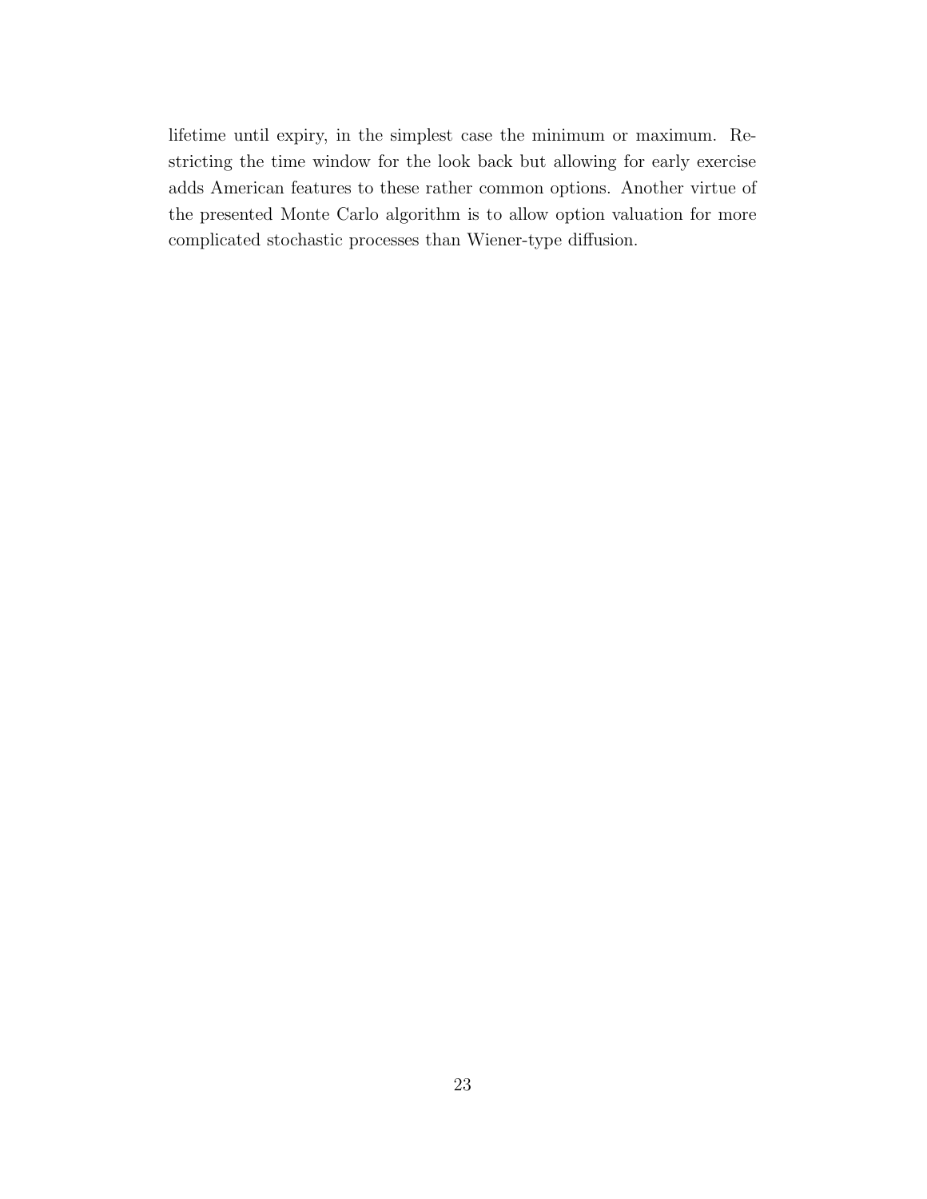lifetime until expiry, in the simplest case the minimum or maximum. Restricting the time window for the look back but allowing for early exercise adds American features to these rather common options. Another virtue of the presented Monte Carlo algorithm is to allow option valuation for more complicated stochastic processes than Wiener-type diffusion.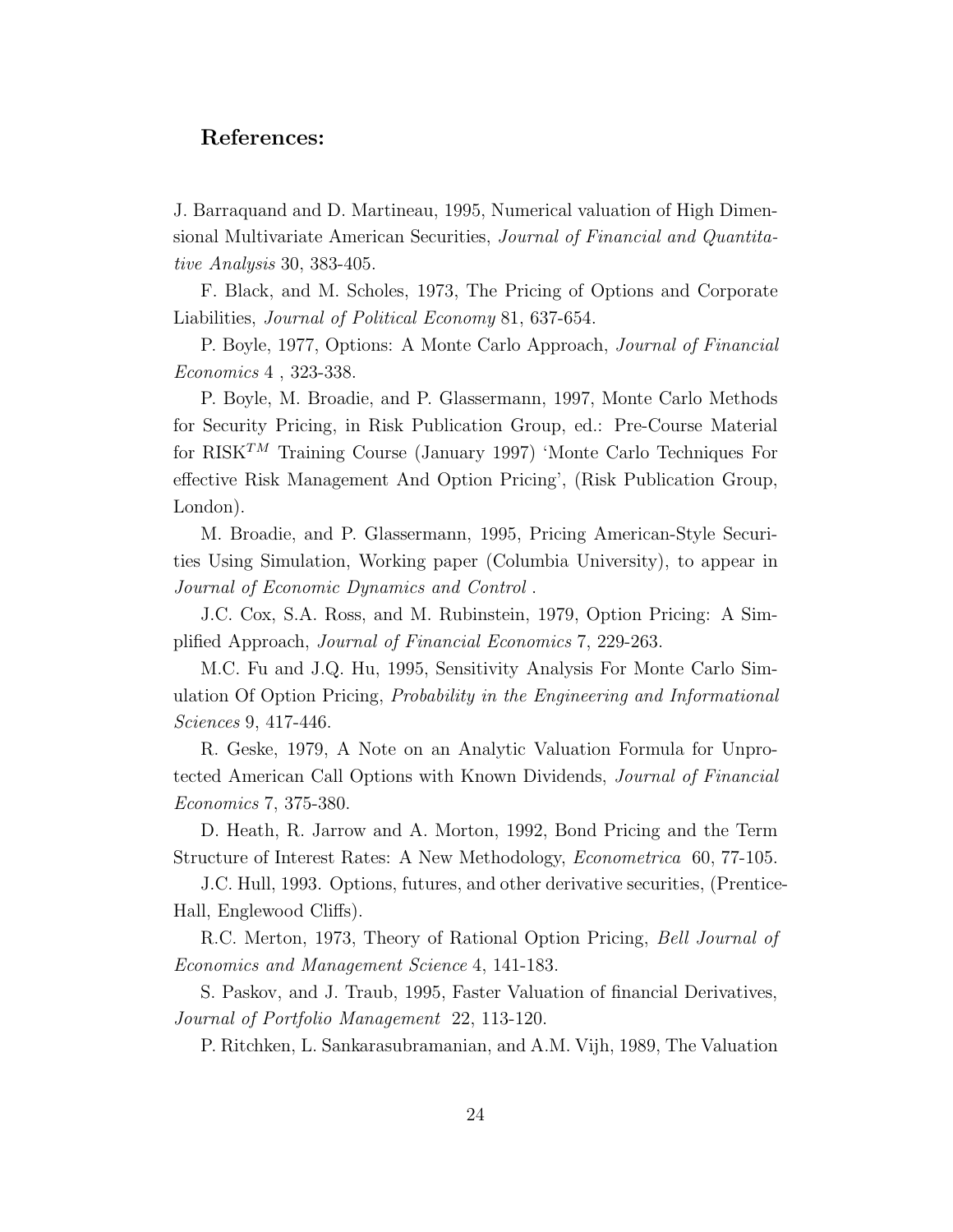## References:

J. Barraquand and D. Martineau, 1995, Numerical valuation of High Dimensional Multivariate American Securities, *Journal of Financial and Quantitative Analysis* 30, 383-405.

F. Black, and M. Scholes, 1973, The Pricing of Options and Corporate Liabilities, *Journal of Political Economy* 81, 637-654.

P. Boyle, 1977, Options: A Monte Carlo Approach, *Journal of Financial Economics* 4 , 323-338.

P. Boyle, M. Broadie, and P. Glassermann, 1997, Monte Carlo Methods for Security Pricing, in Risk Publication Group, ed.: Pre-Course Material for RISK$^{TM}$ Training Course (January 1997) 'Monte Carlo Techniques For effective Risk Management And Option Pricing', (Risk Publication Group, London).

M. Broadie, and P. Glassermann, 1995, Pricing American-Style Securities Using Simulation, Working paper (Columbia University), to appear in *Journal of Economic Dynamics and Control* .

J.C. Cox, S.A. Ross, and M. Rubinstein, 1979, Option Pricing: A Simplified Approach, *Journal of Financial Economics* 7, 229-263.

M.C. Fu and J.Q. Hu, 1995, Sensitivity Analysis For Monte Carlo Simulation Of Option Pricing, *Probability in the Engineering and Informational Sciences* 9, 417-446.

R. Geske, 1979, A Note on an Analytic Valuation Formula for Unprotected American Call Options with Known Dividends, *Journal of Financial Economics* 7, 375-380.

D. Heath, R. Jarrow and A. Morton, 1992, Bond Pricing and the Term Structure of Interest Rates: A New Methodology, *Econometrica* 60, 77-105.

J.C. Hull, 1993. Options, futures, and other derivative securities, (Prentice-Hall, Englewood Cliffs).

R.C. Merton, 1973, Theory of Rational Option Pricing, *Bell Journal of Economics and Management Science* 4, 141-183.

S. Paskov, and J. Traub, 1995, Faster Valuation of financial Derivatives, *Journal of Portfolio Management* 22, 113-120.

P. Ritchken, L. Sankarasubramanian, and A.M. Vijh, 1989, The Valuation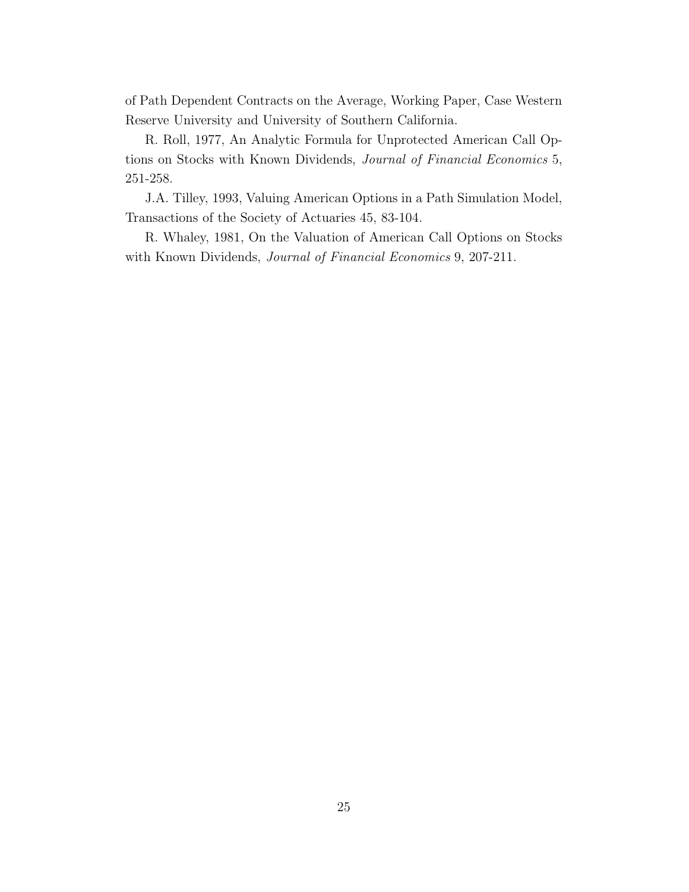of Path Dependent Contracts on the Average, Working Paper, Case Western Reserve University and University of Southern California.

R. Roll, 1977, An Analytic Formula for Unprotected American Call Options on Stocks with Known Dividends, *Journal of Financial Economics* 5, 251-258.

J.A. Tilley, 1993, Valuing American Options in a Path Simulation Model, Transactions of the Society of Actuaries 45, 83-104.

R. Whaley, 1981, On the Valuation of American Call Options on Stocks with Known Dividends, *Journal of Financial Economics* 9, 207-211.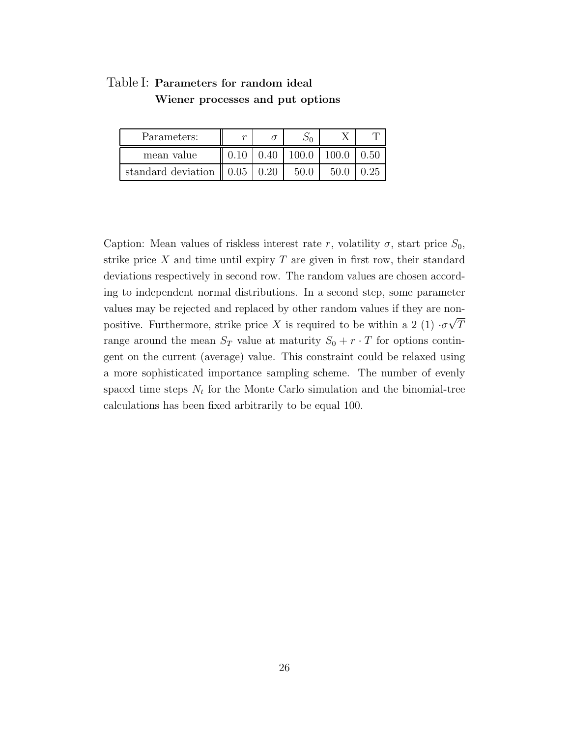Table I: **Parameters for random ideal Wiener processes and put options**

| Parameters: | $r$ | $\sigma$ | $S_0$ | X | T |
|---|---|---|---|---|---|
| mean value | 0.10 | 0.40 | 100.0 | 100.0 | 0.50 |
| standard deviation | 0.05 | 0.20 | 50.0 | 50.0 | 0.25 |

Caption: Mean values of riskless interest rate $r$, volatility $\sigma$, start price $S_0$, strike price $X$ and time until expiry $T$ are given in first row, their standard deviations respectively in second row. The random values are chosen according to independent normal distributions. In a second step, some parameter values may be rejected and replaced by other random values if they are non-positive. Furthermore, strike price $X$ is required to be within a 2 (1) $\cdot\sigma\sqrt{T}$ range around the mean $S_T$ value at maturity $S_0 + r \cdot T$ for options contingent on the current (average) value. This constraint could be relaxed using a more sophisticated importance sampling scheme. The number of evenly spaced time steps $N_t$ for the Monte Carlo simulation and the binomial-tree calculations has been fixed arbitrarily to be equal 100.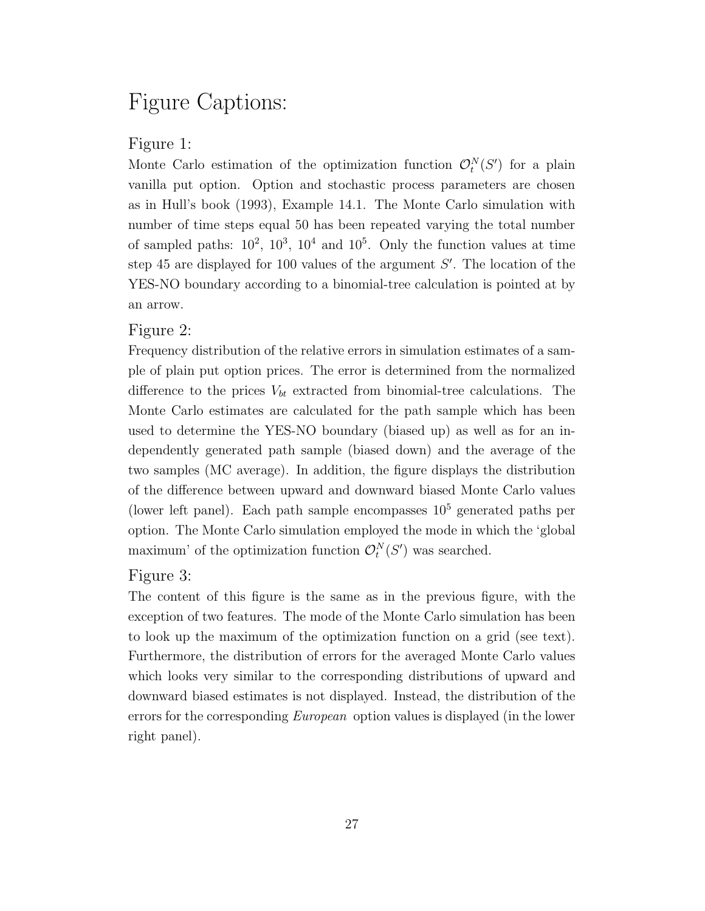# Figure Captions:

## Figure 1:

Monte Carlo estimation of the optimization function $\mathcal{O}_t^N(S')$ for a plain vanilla put option. Option and stochastic process parameters are chosen as in Hull's book (1993), Example 14.1. The Monte Carlo simulation with number of time steps equal 50 has been repeated varying the total number of sampled paths: $10^2$, $10^3$, $10^4$ and $10^5$. Only the function values at time step 45 are displayed for 100 values of the argument $S'$. The location of the YES-NO boundary according to a binomial-tree calculation is pointed at by an arrow.

## Figure 2:

Frequency distribution of the relative errors in simulation estimates of a sample of plain put option prices. The error is determined from the normalized difference to the prices $V_{bt}$ extracted from binomial-tree calculations. The Monte Carlo estimates are calculated for the path sample which has been used to determine the YES-NO boundary (biased up) as well as for an independently generated path sample (biased down) and the average of the two samples (MC average). In addition, the figure displays the distribution of the difference between upward and downward biased Monte Carlo values (lower left panel). Each path sample encompasses $10^5$ generated paths per option. The Monte Carlo simulation employed the mode in which the 'global maximum' of the optimization function $\mathcal{O}_t^N(S')$ was searched.

## Figure 3:

The content of this figure is the same as in the previous figure, with the exception of two features. The mode of the Monte Carlo simulation has been to look up the maximum of the optimization function on a grid (see text). Furthermore, the distribution of errors for the averaged Monte Carlo values which looks very similar to the corresponding distributions of upward and downward biased estimates is not displayed. Instead, the distribution of the errors for the corresponding *European* option values is displayed (in the lower right panel).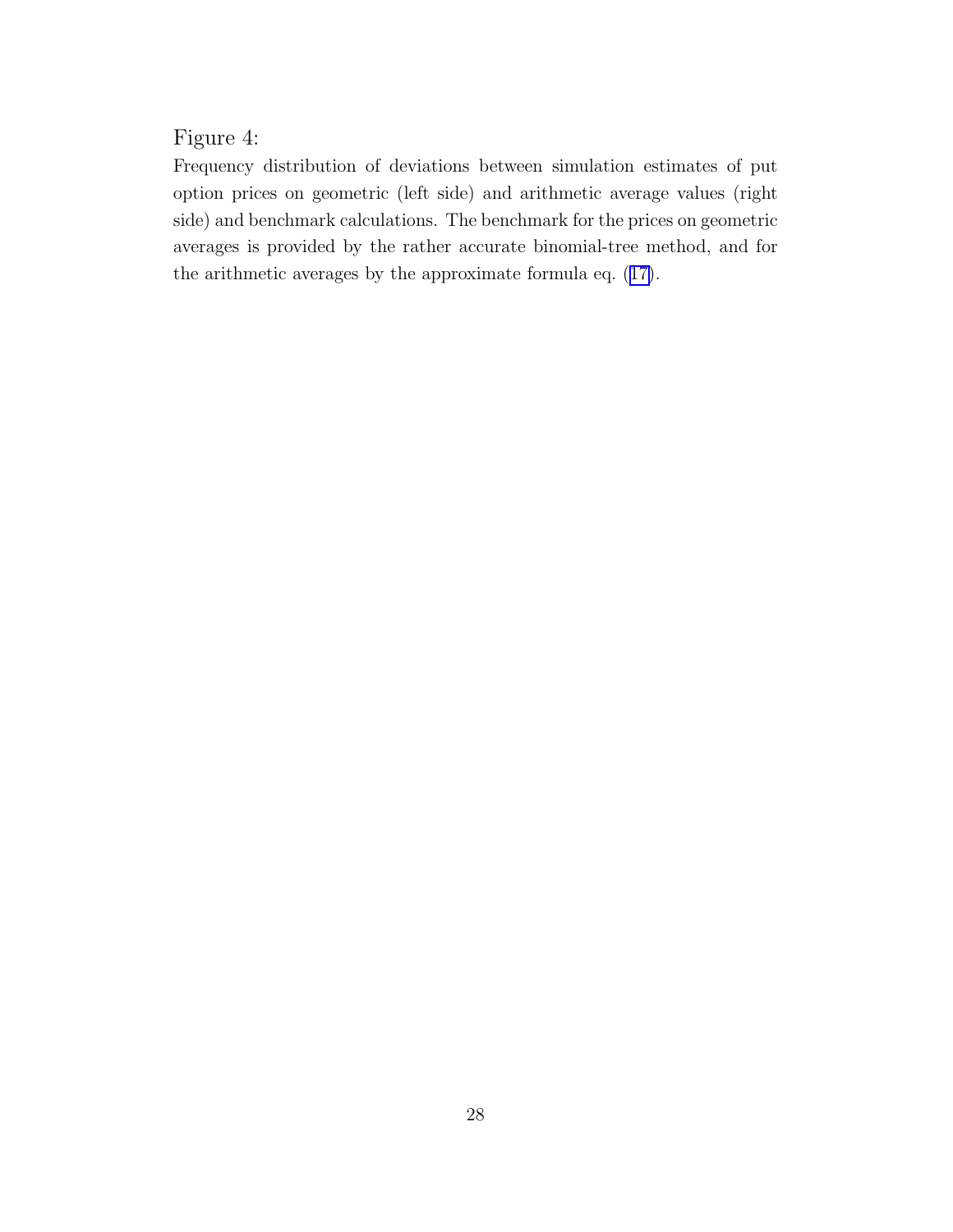Figure 4:

Frequency distribution of deviations between simulation estimates of put option prices on geometric (left side) and arithmetic average values (right side) and benchmark calculations. The benchmark for the prices on geometric averages is provided by the rather accurate binomial-tree method, and for the arithmetic averages by the approximate formula eq. (17).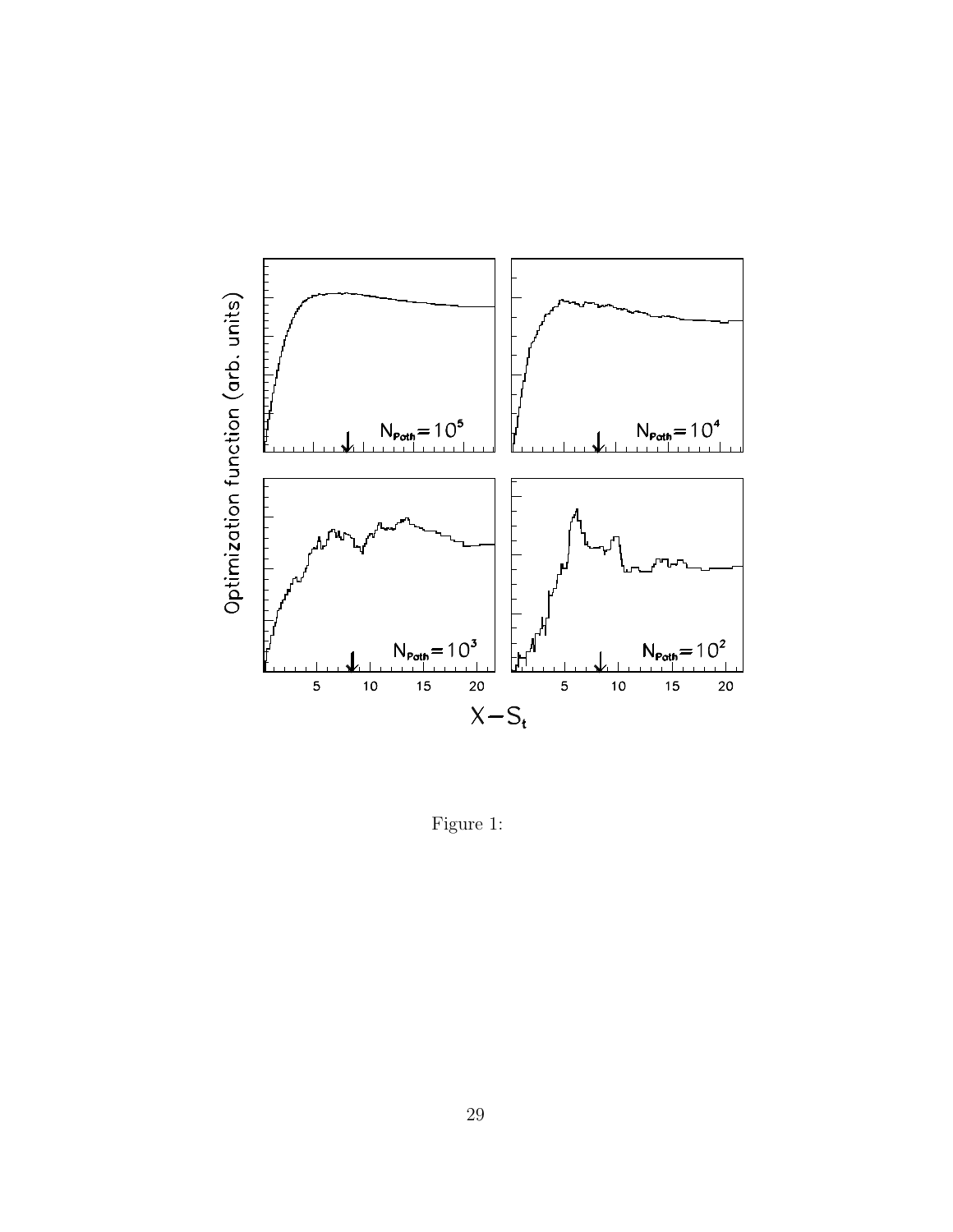Figure 1: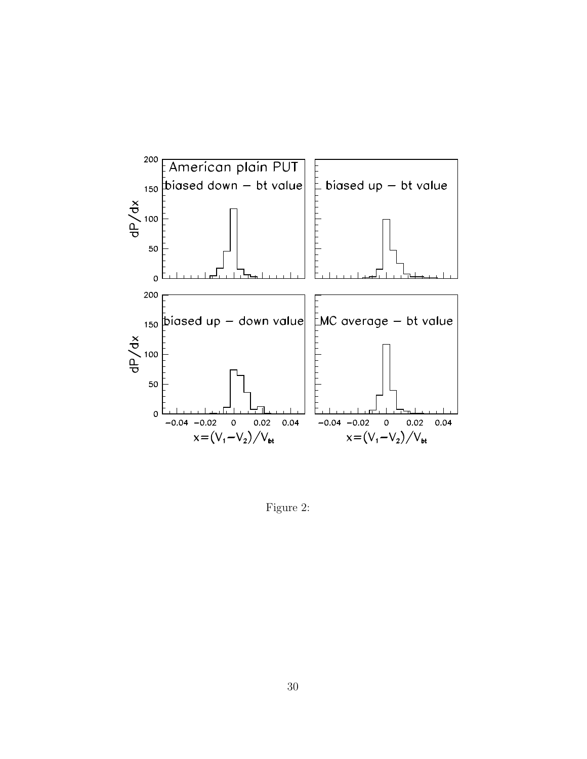Figure 2: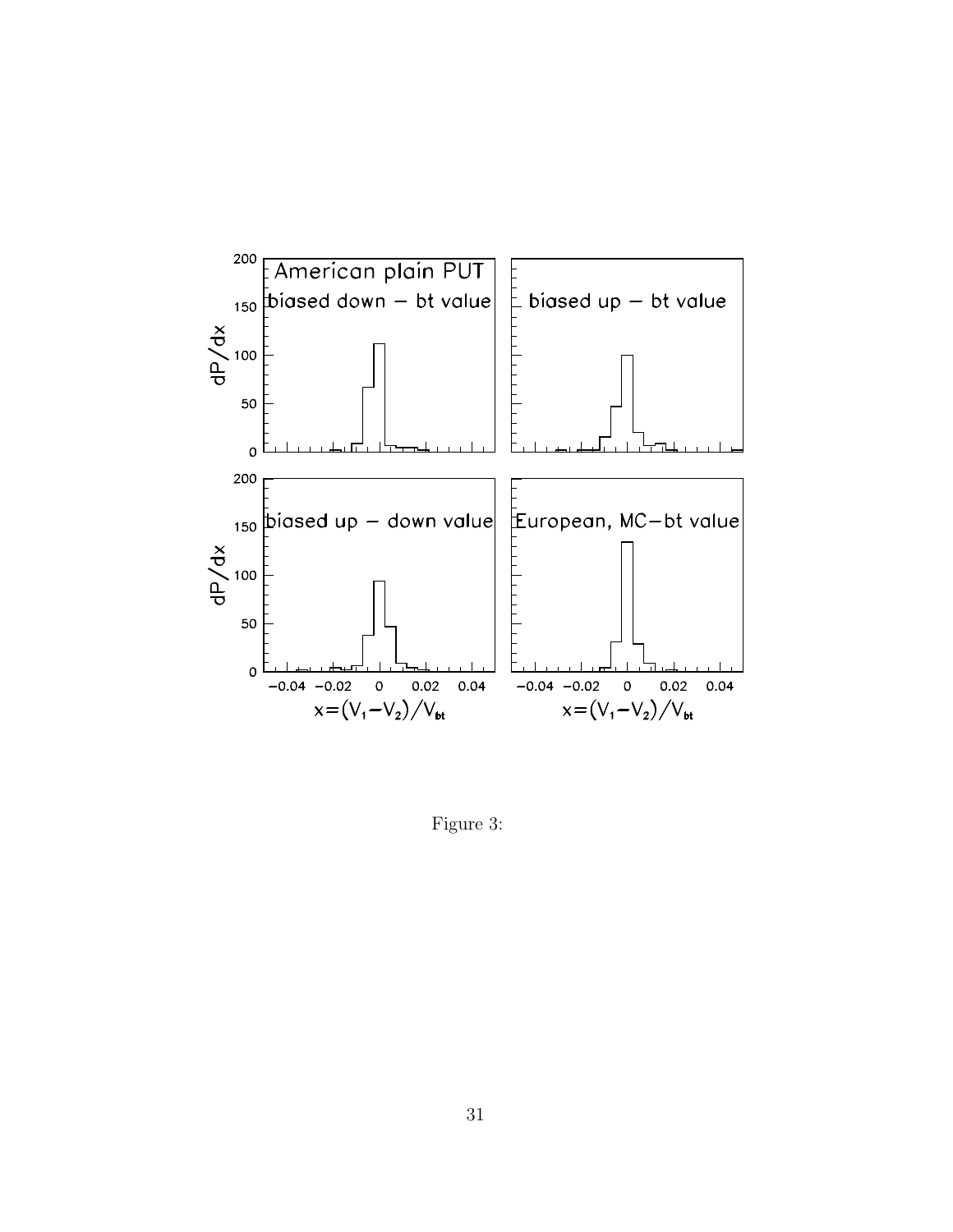Figure 3: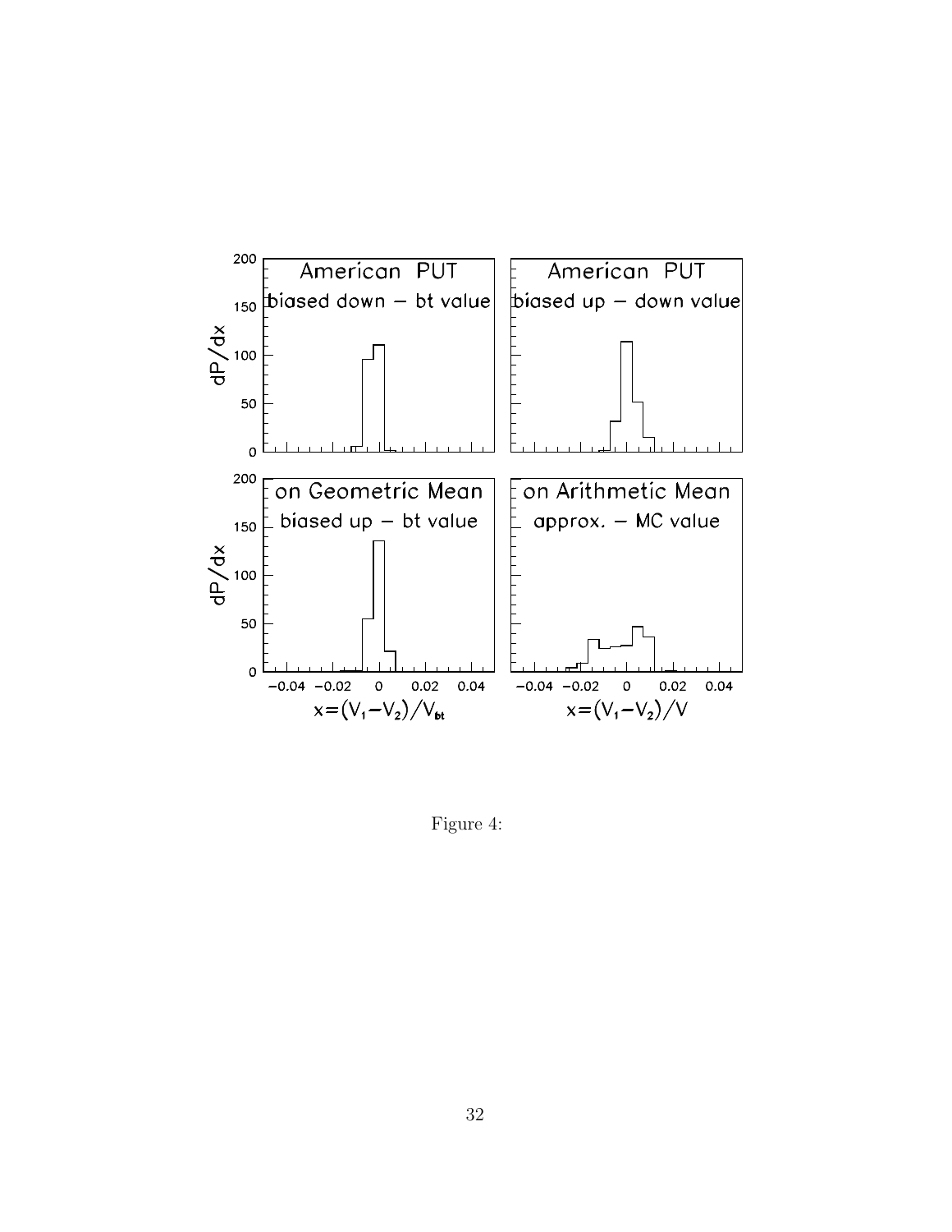American PUT

biased down – bt value

American PUT

biased up – down value

on Geometric Mean

biased up – bt value

on Arithmetic Mean

approx. – MC value

dP/dx

200

150

100

50

0

−0.04 −0.02 0 0.02 0.04

$x=(V_1-V_2)/V_{bt}$

$x=(V_1-V_2)/V$

Figure 4: